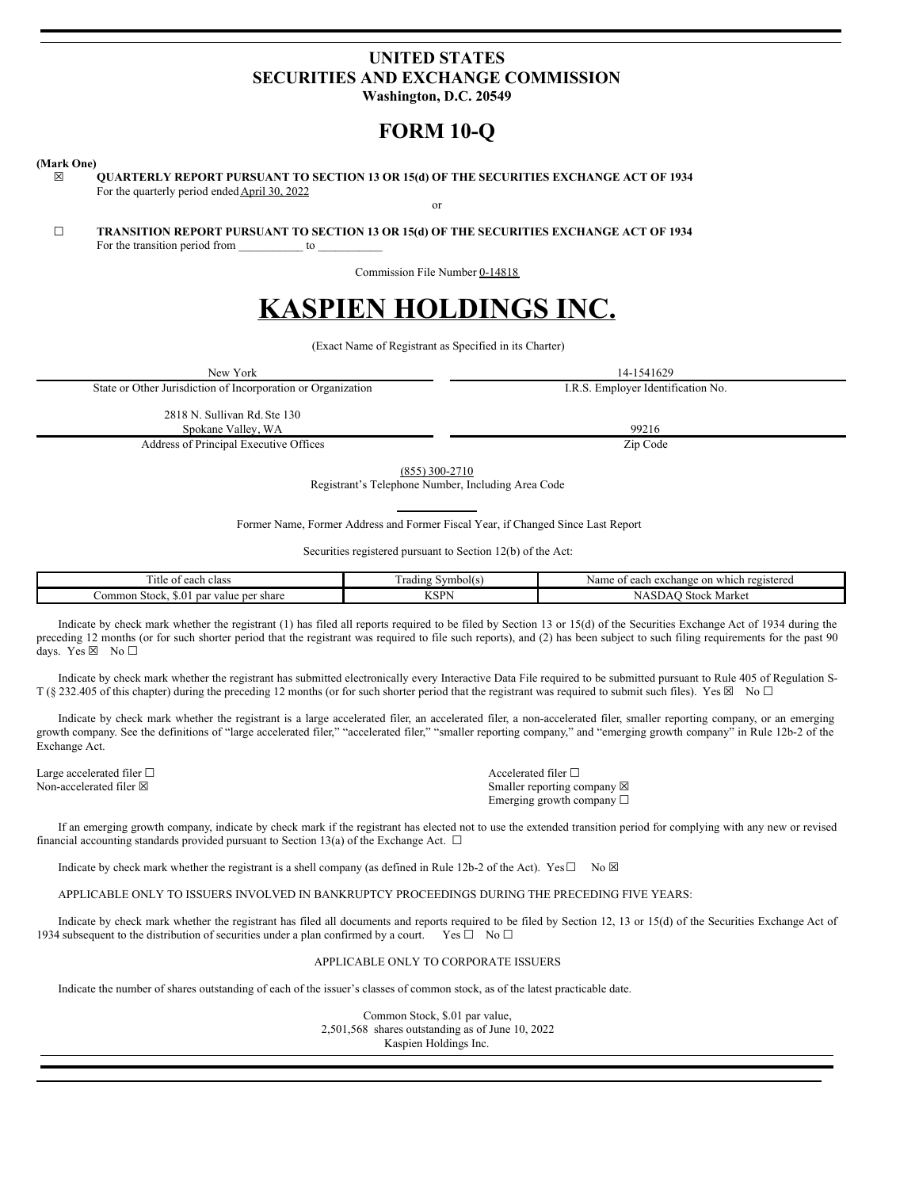# UNITED STATES
# SECURITIES AND EXCHANGE COMMISSION
**Washington, D.C. 20549**

# FORM 10-Q

**(Mark One)**

☒ **QUARTERLY REPORT PURSUANT TO SECTION 13 OR 15(d) OF THE SECURITIES EXCHANGE ACT OF 1934**
For the quarterly period ended April 30, 2022

or

☐ **TRANSITION REPORT PURSUANT TO SECTION 13 OR 15(d) OF THE SECURITIES EXCHANGE ACT OF 1934**
For the transition period from ___________ to ___________

Commission File Number 0-14818

# KASPIEN HOLDINGS INC.

(Exact Name of Registrant as Specified in its Charter)

| New York | 14-1541629 |
|---|---|
| State or Other Jurisdiction of Incorporation or Organization | I.R.S. Employer Identification No. |

| 2818 N. Sullivan Rd. Ste 130<br>Spokane Valley, WA | 99216 |
|---|---|
| Address of Principal Executive Offices | Zip Code |

(855) 300-2710
Registrant's Telephone Number, Including Area Code

Former Name, Former Address and Former Fiscal Year, if Changed Since Last Report

Securities registered pursuant to Section 12(b) of the Act:

| Title of each class | Trading Symbol(s) | Name of each exchange on which registered |
|---|---|---|
| Common Stock, $.01 par value per share | KSPN | NASDAQ Stock Market |

Indicate by check mark whether the registrant (1) has filed all reports required to be filed by Section 13 or 15(d) of the Securities Exchange Act of 1934 during the preceding 12 months (or for such shorter period that the registrant was required to file such reports), and (2) has been subject to such filing requirements for the past 90 days. Yes ☒ No ☐

Indicate by check mark whether the registrant has submitted electronically every Interactive Data File required to be submitted pursuant to Rule 405 of Regulation S-T (§ 232.405 of this chapter) during the preceding 12 months (or for such shorter period that the registrant was required to submit such files). Yes ☒ No ☐

Indicate by check mark whether the registrant is a large accelerated filer, an accelerated filer, a non-accelerated filer, smaller reporting company, or an emerging growth company. See the definitions of "large accelerated filer," "accelerated filer," "smaller reporting company," and "emerging growth company" in Rule 12b-2 of the Exchange Act.

| | |
|---|---|
| Large accelerated filer ☐ | Accelerated filer ☐ |
| Non-accelerated filer ☒ | Smaller reporting company ☒ |
| | Emerging growth company ☐ |

If an emerging growth company, indicate by check mark if the registrant has elected not to use the extended transition period for complying with any new or revised financial accounting standards provided pursuant to Section 13(a) of the Exchange Act. ☐

Indicate by check mark whether the registrant is a shell company (as defined in Rule 12b-2 of the Act). Yes ☐ No ☒

APPLICABLE ONLY TO ISSUERS INVOLVED IN BANKRUPTCY PROCEEDINGS DURING THE PRECEDING FIVE YEARS:

Indicate by check mark whether the registrant has filed all documents and reports required to be filed by Section 12, 13 or 15(d) of the Securities Exchange Act of 1934 subsequent to the distribution of securities under a plan confirmed by a court. Yes ☐ No ☐

APPLICABLE ONLY TO CORPORATE ISSUERS

Indicate the number of shares outstanding of each of the issuer's classes of common stock, as of the latest practicable date.

Common Stock, $.01 par value,
2,501,568 shares outstanding as of June 10, 2022
Kaspien Holdings Inc.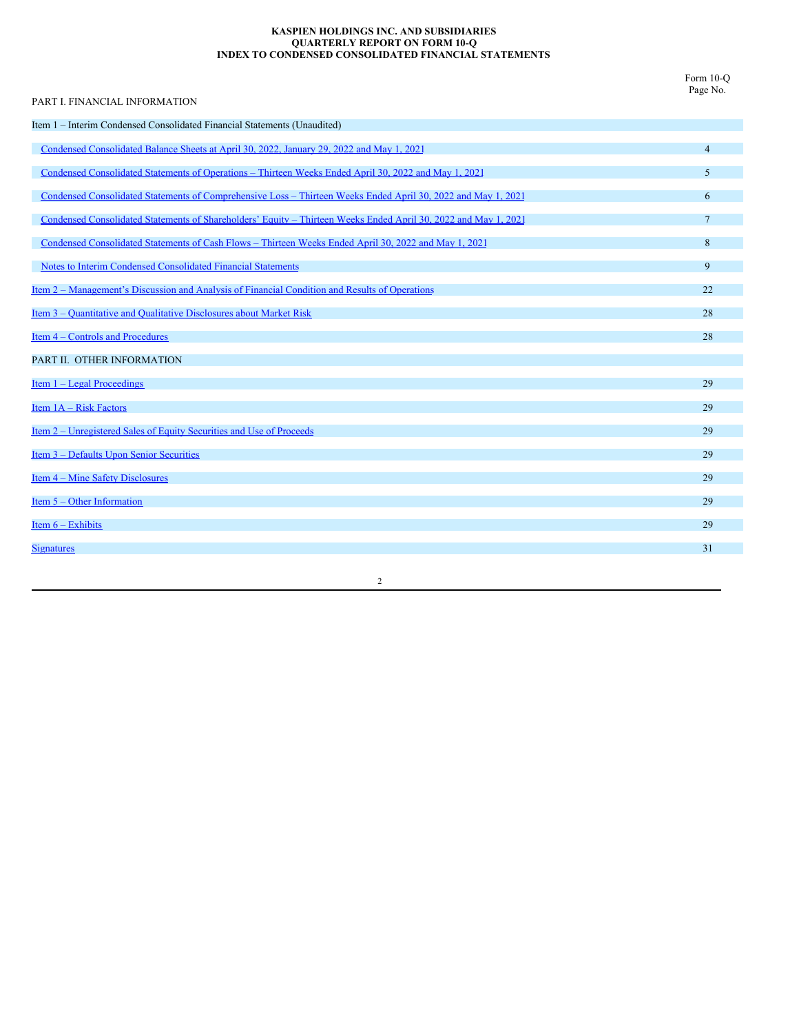**KASPIEN HOLDINGS INC. AND SUBSIDIARIES**
**QUARTERLY REPORT ON FORM 10-Q**
**INDEX TO CONDENSED CONSOLIDATED FINANCIAL STATEMENTS**

| | Form 10-Q Page No. |
|---|---|
| PART I. FINANCIAL INFORMATION | |
| Item 1 – Interim Condensed Consolidated Financial Statements (Unaudited) | |
| Condensed Consolidated Balance Sheets at April 30, 2022, January 29, 2022 and May 1, 2021 | 4 |
| Condensed Consolidated Statements of Operations – Thirteen Weeks Ended April 30, 2022 and May 1, 2021 | 5 |
| Condensed Consolidated Statements of Comprehensive Loss – Thirteen Weeks Ended April 30, 2022 and May 1, 2021 | 6 |
| Condensed Consolidated Statements of Shareholders' Equity – Thirteen Weeks Ended April 30, 2022 and May 1, 2021 | 7 |
| Condensed Consolidated Statements of Cash Flows – Thirteen Weeks Ended April 30, 2022 and May 1, 2021 | 8 |
| Notes to Interim Condensed Consolidated Financial Statements | 9 |
| Item 2 – Management's Discussion and Analysis of Financial Condition and Results of Operations | 22 |
| Item 3 – Quantitative and Qualitative Disclosures about Market Risk | 28 |
| Item 4 – Controls and Procedures | 28 |
| PART II. OTHER INFORMATION | |
| Item 1 – Legal Proceedings | 29 |
| Item 1A – Risk Factors | 29 |
| Item 2 – Unregistered Sales of Equity Securities and Use of Proceeds | 29 |
| Item 3 – Defaults Upon Senior Securities | 29 |
| Item 4 – Mine Safety Disclosures | 29 |
| Item 5 – Other Information | 29 |
| Item 6 – Exhibits | 29 |
| Signatures | 31 |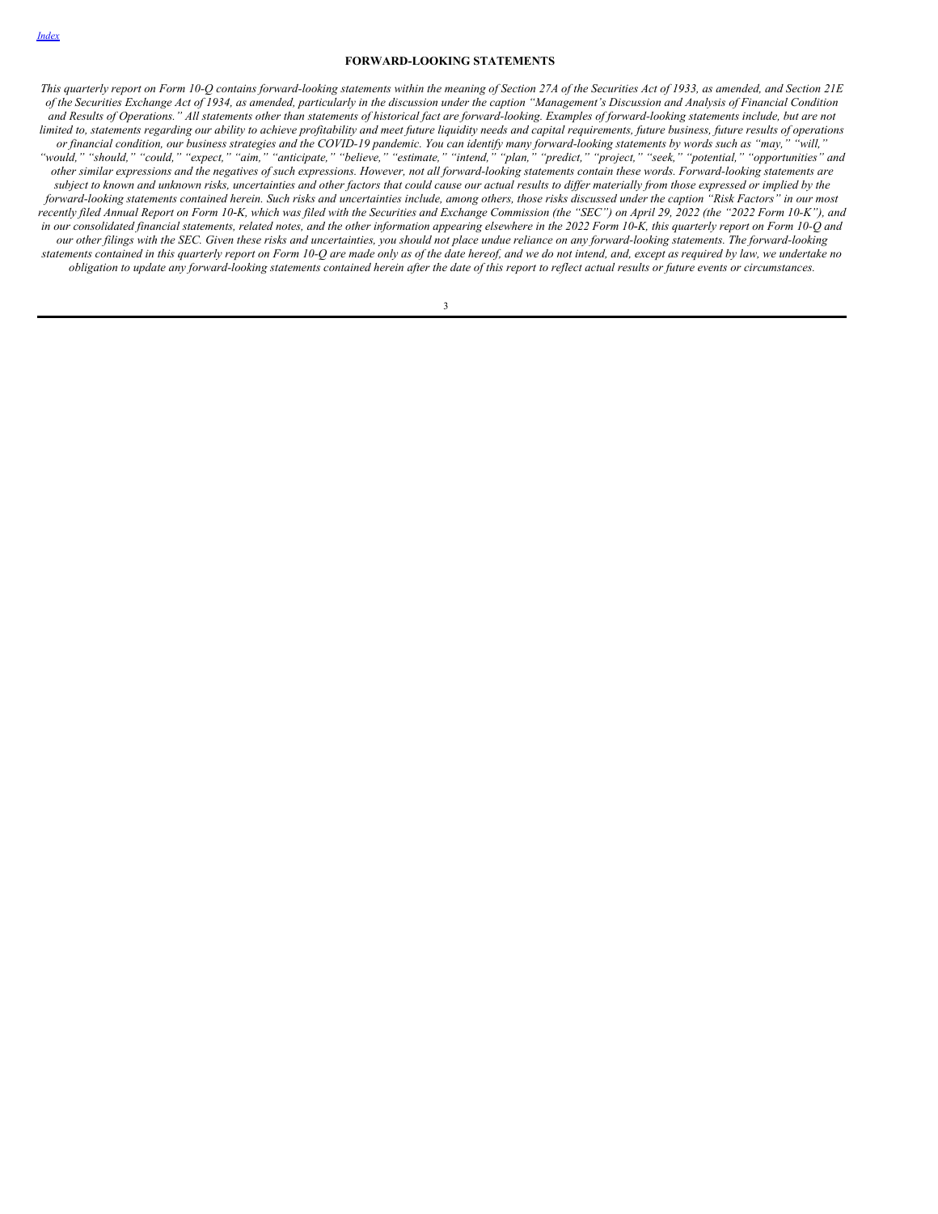[Index](#)

## FORWARD-LOOKING STATEMENTS

*This quarterly report on Form 10-Q contains forward-looking statements within the meaning of Section 27A of the Securities Act of 1933, as amended, and Section 21E of the Securities Exchange Act of 1934, as amended, particularly in the discussion under the caption "Management's Discussion and Analysis of Financial Condition and Results of Operations." All statements other than statements of historical fact are forward-looking. Examples of forward-looking statements include, but are not limited to, statements regarding our ability to achieve profitability and meet future liquidity needs and capital requirements, future business, future results of operations or financial condition, our business strategies and the COVID-19 pandemic. You can identify many forward-looking statements by words such as "may," "will," "would," "should," "could," "expect," "aim," "anticipate," "believe," "estimate," "intend," "plan," "predict," "project," "seek," "potential," "opportunities" and other similar expressions and the negatives of such expressions. However, not all forward-looking statements contain these words. Forward-looking statements are subject to known and unknown risks, uncertainties and other factors that could cause our actual results to differ materially from those expressed or implied by the forward-looking statements contained herein. Such risks and uncertainties include, among others, those risks discussed under the caption "Risk Factors" in our most recently filed Annual Report on Form 10-K, which was filed with the Securities and Exchange Commission (the "SEC") on April 29, 2022 (the "2022 Form 10-K"), and in our consolidated financial statements, related notes, and the other information appearing elsewhere in the 2022 Form 10-K, this quarterly report on Form 10-Q and our other filings with the SEC. Given these risks and uncertainties, you should not place undue reliance on any forward-looking statements. The forward-looking statements contained in this quarterly report on Form 10-Q are made only as of the date hereof, and we do not intend, and, except as required by law, we undertake no obligation to update any forward-looking statements contained herein after the date of this report to reflect actual results or future events or circumstances.*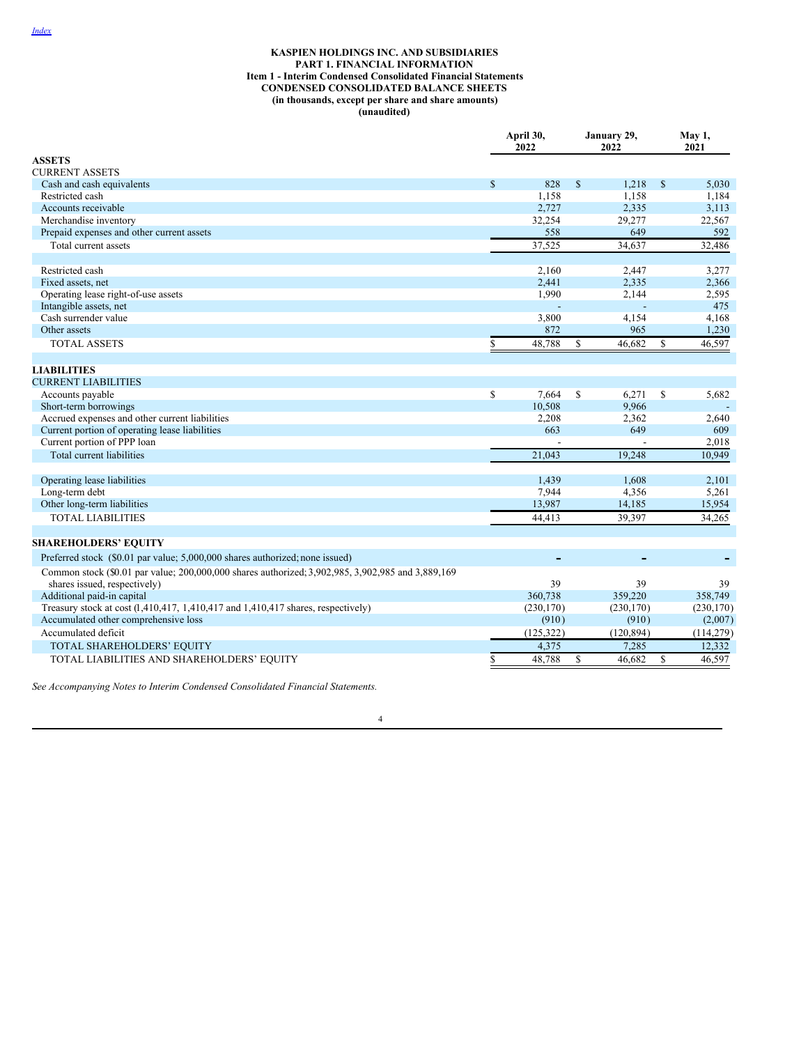[Index](#)

**KASPIEN HOLDINGS INC. AND SUBSIDIARIES**
**PART 1. FINANCIAL INFORMATION**
**Item 1 - Interim Condensed Consolidated Financial Statements**
**CONDENSED CONSOLIDATED BALANCE SHEETS**
**(in thousands, except per share and share amounts)**
**(unaudited)**

| | April 30, 2022 | January 29, 2022 | May 1, 2021 |
|---|---|---|---|
| **ASSETS** | | | |
| CURRENT ASSETS | | | |
| Cash and cash equivalents | $ 828 | $ 1,218 | $ 5,030 |
| Restricted cash | 1,158 | 1,158 | 1,184 |
| Accounts receivable | 2,727 | 2,335 | 3,113 |
| Merchandise inventory | 32,254 | 29,277 | 22,567 |
| Prepaid expenses and other current assets | 558 | 649 | 592 |
| Total current assets | 37,525 | 34,637 | 32,486 |
| | | | |
| Restricted cash | 2,160 | 2,447 | 3,277 |
| Fixed assets, net | 2,441 | 2,335 | 2,366 |
| Operating lease right-of-use assets | 1,990 | 2,144 | 2,595 |
| Intangible assets, net | - | - | 475 |
| Cash surrender value | 3,800 | 4,154 | 4,168 |
| Other assets | 872 | 965 | 1,230 |
| TOTAL ASSETS | $ 48,788 | $ 46,682 | $ 46,597 |
| | | | |
| **LIABILITIES** | | | |
| CURRENT LIABILITIES | | | |
| Accounts payable | $ 7,664 | $ 6,271 | $ 5,682 |
| Short-term borrowings | 10,508 | 9,966 | - |
| Accrued expenses and other current liabilities | 2,208 | 2,362 | 2,640 |
| Current portion of operating lease liabilities | 663 | 649 | 609 |
| Current portion of PPP loan | - | - | 2,018 |
| Total current liabilities | 21,043 | 19,248 | 10,949 |
| | | | |
| Operating lease liabilities | 1,439 | 1,608 | 2,101 |
| Long-term debt | 7,944 | 4,356 | 5,261 |
| Other long-term liabilities | 13,987 | 14,185 | 15,954 |
| TOTAL LIABILITIES | 44,413 | 39,397 | 34,265 |
| | | | |
| **SHAREHOLDERS' EQUITY** | | | |
| Preferred stock ($0.01 par value; 5,000,000 shares authorized; none issued) | - | - | - |
| Common stock ($0.01 par value; 200,000,000 shares authorized; 3,902,985, 3,902,985 and 3,889,169 shares issued, respectively) | 39 | 39 | 39 |
| Additional paid-in capital | 360,738 | 359,220 | 358,749 |
| Treasury stock at cost (1,410,417, 1,410,417 and 1,410,417 shares, respectively) | (230,170) | (230,170) | (230,170) |
| Accumulated other comprehensive loss | (910) | (910) | (2,007) |
| Accumulated deficit | (125,322) | (120,894) | (114,279) |
| TOTAL SHAREHOLDERS' EQUITY | 4,375 | 7,285 | 12,332 |
| TOTAL LIABILITIES AND SHAREHOLDERS' EQUITY | $ 48,788 | $ 46,682 | $ 46,597 |

*See Accompanying Notes to Interim Condensed Consolidated Financial Statements.*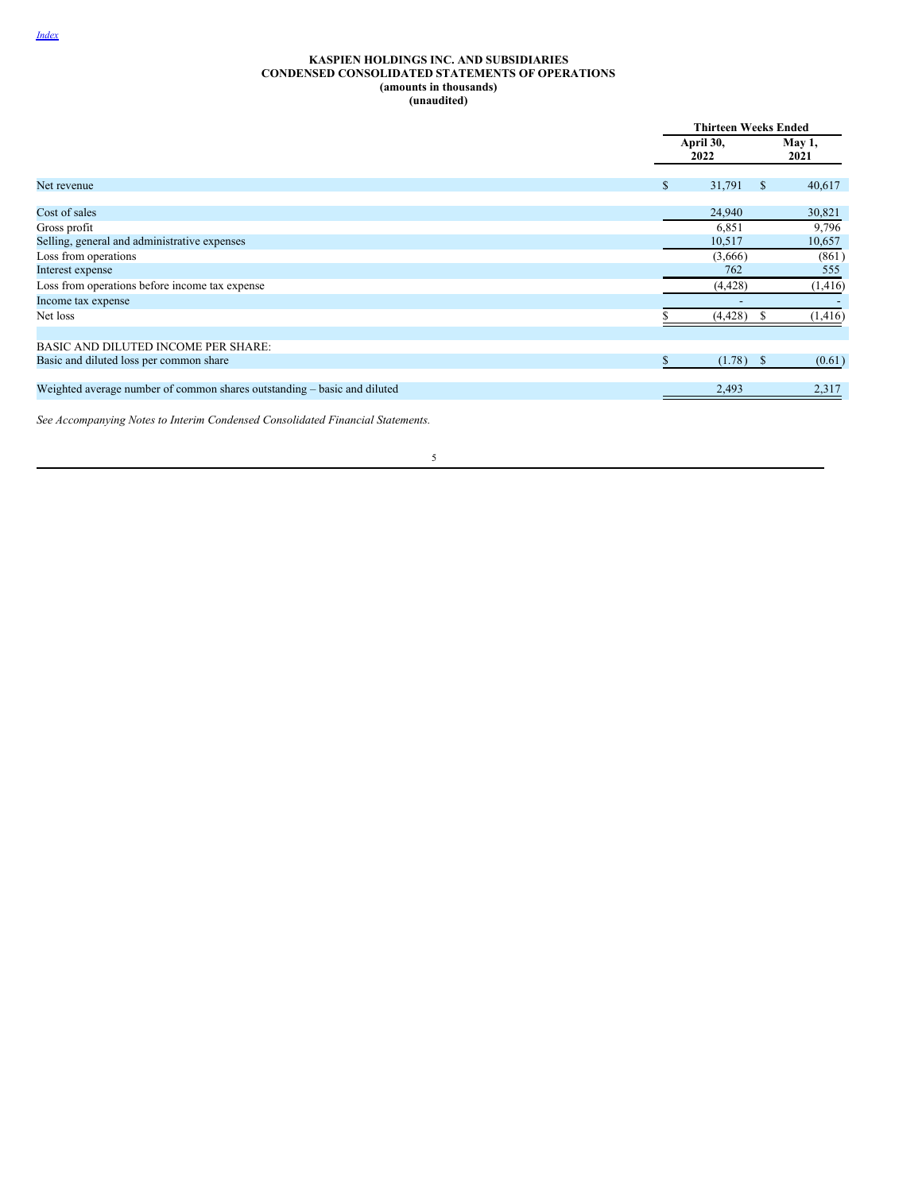# KASPIEN HOLDINGS INC. AND SUBSIDIARIES
## CONDENSED CONSOLIDATED STATEMENTS OF OPERATIONS
**(amounts in thousands)**
**(unaudited)**

| | Thirteen Weeks Ended | |
|---|---|---|
| | April 30, 2022 | May 1, 2021 |
| Net revenue | $ 31,791 | $ 40,617 |
| Cost of sales | 24,940 | 30,821 |
| Gross profit | 6,851 | 9,796 |
| Selling, general and administrative expenses | 10,517 | 10,657 |
| Loss from operations | (3,666) | (861) |
| Interest expense | 762 | 555 |
| Loss from operations before income tax expense | (4,428) | (1,416) |
| Income tax expense | - | - |
| Net loss | $ (4,428) | $ (1,416) |
| BASIC AND DILUTED INCOME PER SHARE: | | |
| Basic and diluted loss per common share | $ (1.78) | $ (0.61) |
| Weighted average number of common shares outstanding – basic and diluted | 2,493 | 2,317 |

*See Accompanying Notes to Interim Condensed Consolidated Financial Statements.*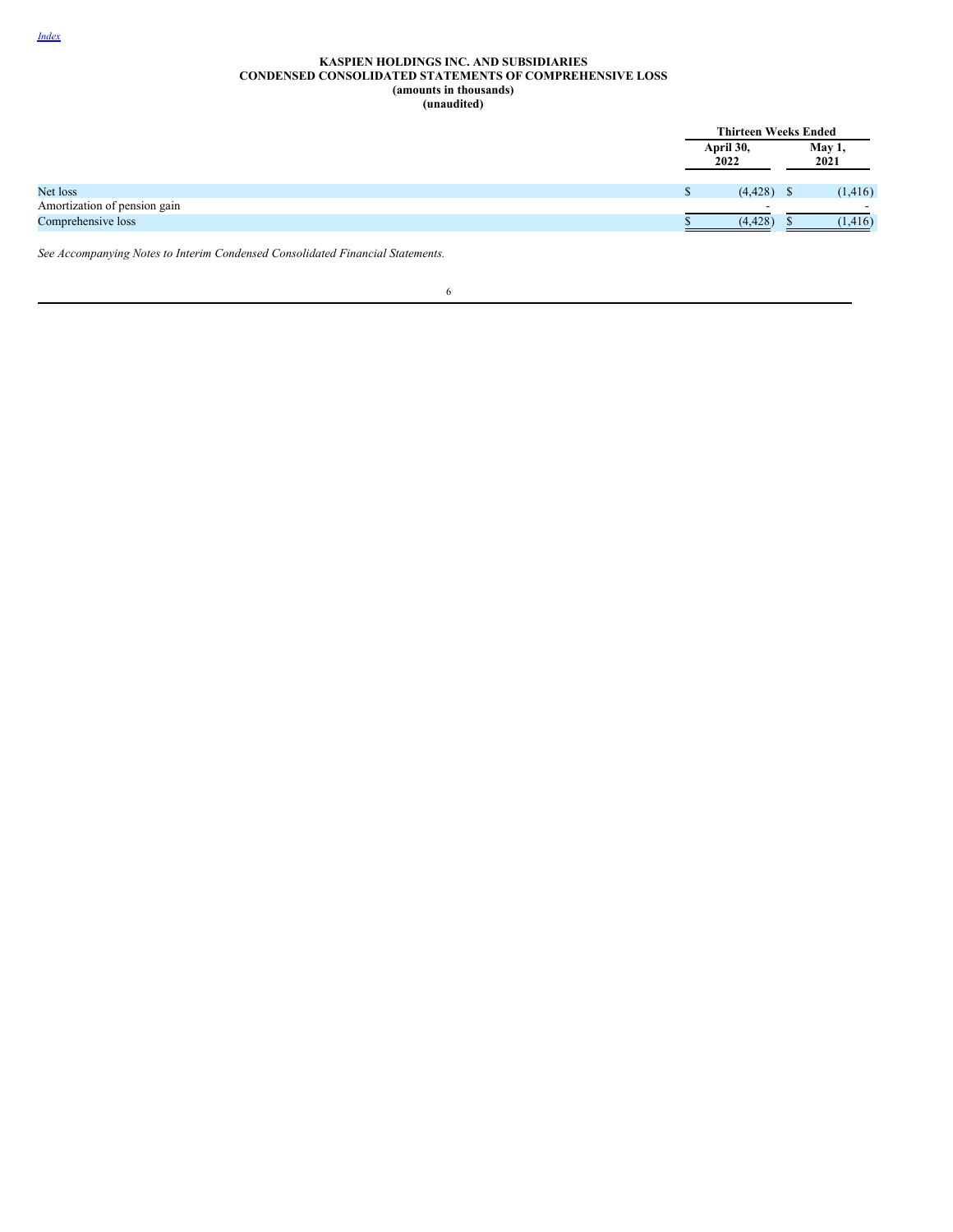**KASPIEN HOLDINGS INC. AND SUBSIDIARIES**
**CONDENSED CONSOLIDATED STATEMENTS OF COMPREHENSIVE LOSS**
**(amounts in thousands)**
**(unaudited)**

| | Thirteen Weeks Ended | |
|---|---|---|
| | April 30, 2022 | May 1, 2021 |
| Net loss | $ (4,428) | $ (1,416) |
| Amortization of pension gain | - | - |
| Comprehensive loss | $ (4,428) | $ (1,416) |

*See Accompanying Notes to Interim Condensed Consolidated Financial Statements.*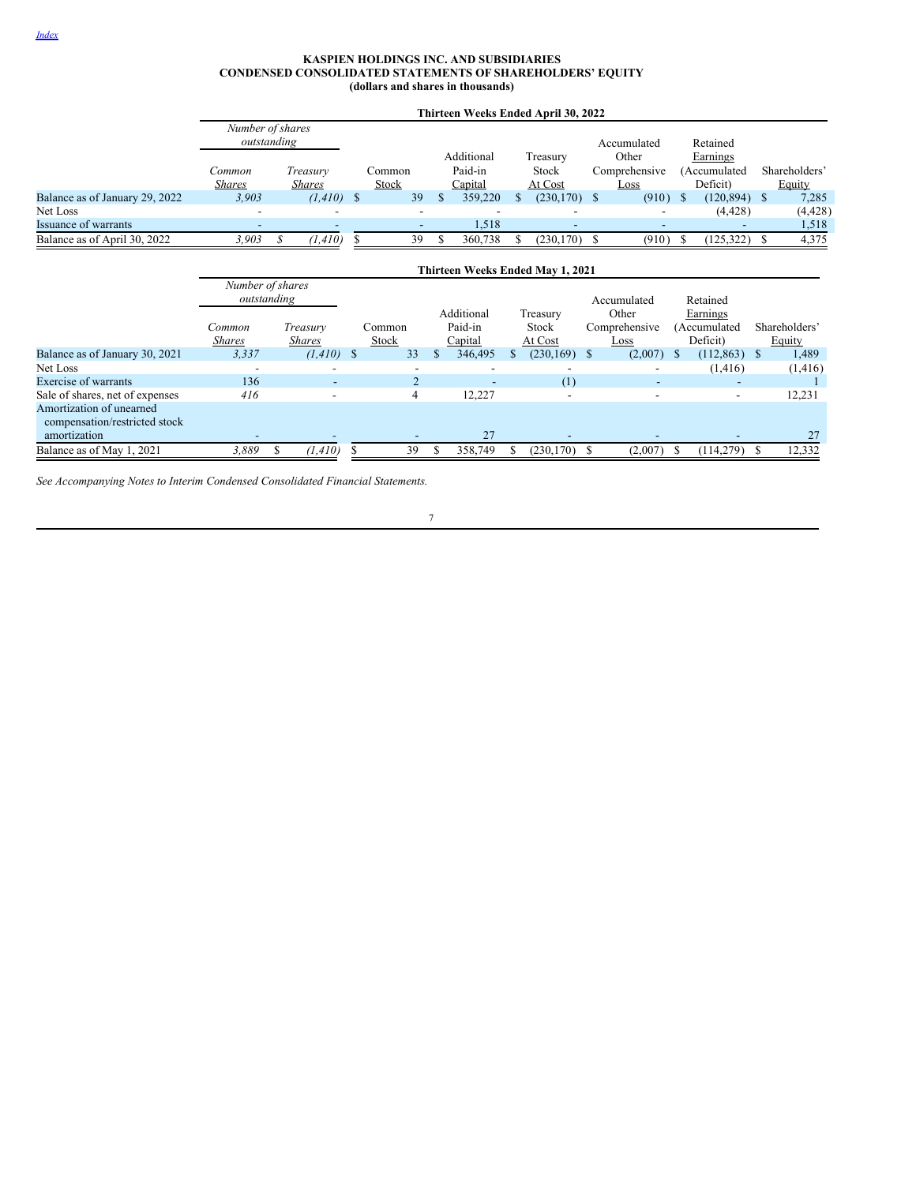[Index](#)

**KASPIEN HOLDINGS INC. AND SUBSIDIARIES**
**CONDENSED CONSOLIDATED STATEMENTS OF SHAREHOLDERS' EQUITY**
**(dollars and shares in thousands)**

| | Thirteen Weeks Ended April 30, 2022 | | | | | | | |
|---|---|---|---|---|---|---|---|---|
| | *Number of shares outstanding* | | | | | | | |
| | *Common Shares* | *Treasury Shares* | Common Stock | Additional Paid-in Capital | Treasury Stock At Cost | Accumulated Other Comprehensive Loss | Retained Earnings (Accumulated Deficit) | Shareholders' Equity |
| Balance as of January 29, 2022 | *3,903* | *(1,410)* | $ 39 | $ 359,220 | $ (230,170) | $ (910) | $ (120,894) | $ 7,285 |
| Net Loss | - | - | - | - | - | - | (4,428) | (4,428) |
| Issuance of warrants | - | - | - | 1,518 | - | - | - | 1,518 |
| Balance as of April 30, 2022 | *3,903* | *$ (1,410)* | $ 39 | $ 360,738 | $ (230,170) | $ (910) | $ (125,322) | $ 4,375 |

| | Thirteen Weeks Ended May 1, 2021 | | | | | | | |
|---|---|---|---|---|---|---|---|---|
| | *Number of shares outstanding* | | | | | | | |
| | *Common Shares* | *Treasury Shares* | Common Stock | Additional Paid-in Capital | Treasury Stock At Cost | Accumulated Other Comprehensive Loss | Retained Earnings (Accumulated Deficit) | Shareholders' Equity |
| Balance as of January 30, 2021 | *3,337* | *(1,410)* | $ 33 | $ 346,495 | $ (230,169) | $ (2,007) | $ (112,863) | $ 1,489 |
| Net Loss | - | - | - | - | - | - | (1,416) | (1,416) |
| Exercise of warrants | 136 | - | 2 | - | (1) | - | - | 1 |
| Sale of shares, net of expenses | *416* | - | 4 | 12,227 | - | - | - | 12,231 |
| Amortization of unearned compensation/restricted stock amortization | - | - | - | 27 | - | - | - | 27 |
| Balance as of May 1, 2021 | *3,889* | *$ (1,410)* | $ 39 | $ 358,749 | $ (230,170) | $ (2,007) | $ (114,279) | $ 12,332 |

*See Accompanying Notes to Interim Condensed Consolidated Financial Statements.*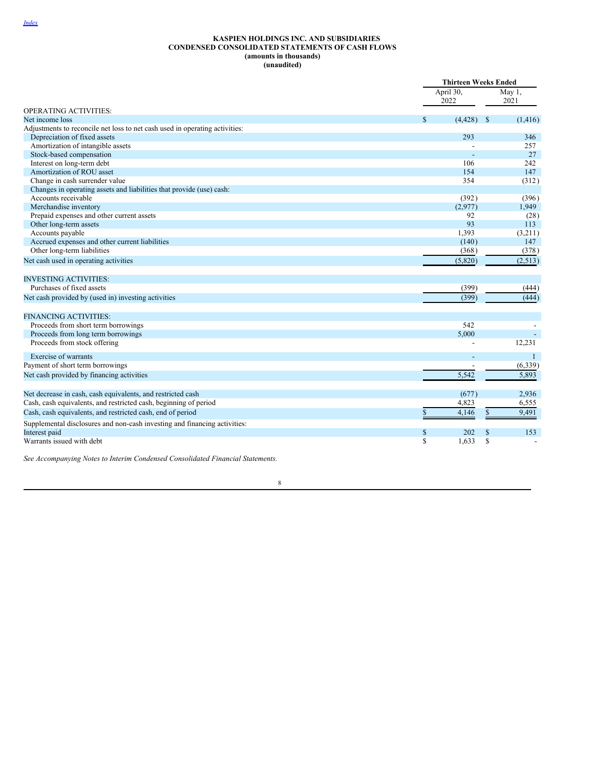Index

**KASPIEN HOLDINGS INC. AND SUBSIDIARIES**
**CONDENSED CONSOLIDATED STATEMENTS OF CASH FLOWS**
**(amounts in thousands)**
**(unaudited)**

| | Thirteen Weeks Ended | |
|---|---|---|
| | April 30, 2022 | May 1, 2021 |
| OPERATING ACTIVITIES: | | |
| Net income loss | $ (4,428) | $ (1,416) |
| Adjustments to reconcile net loss to net cash used in operating activities: | | |
| Depreciation of fixed assets | 293 | 346 |
| Amortization of intangible assets | - | 257 |
| Stock-based compensation | - | 27 |
| Interest on long-term debt | 106 | 242 |
| Amortization of ROU asset | 154 | 147 |
| Change in cash surrender value | 354 | (312) |
| Changes in operating assets and liabilities that provide (use) cash: | | |
| Accounts receivable | (392) | (396) |
| Merchandise inventory | (2,977) | 1,949 |
| Prepaid expenses and other current assets | 92 | (28) |
| Other long-term assets | 93 | 113 |
| Accounts payable | 1,393 | (3,211) |
| Accrued expenses and other current liabilities | (140) | 147 |
| Other long-term liabilities | (368) | (378) |
| Net cash used in operating activities | (5,820) | (2,513) |
| | | |
| INVESTING ACTIVITIES: | | |
| Purchases of fixed assets | (399) | (444) |
| Net cash provided by (used in) investing activities | (399) | (444) |
| | | |
| FINANCING ACTIVITIES: | | |
| Proceeds from short term borrowings | 542 | - |
| Proceeds from long term borrowings | 5,000 | - |
| Proceeds from stock offering | - | 12,231 |
| Exercise of warrants | - | 1 |
| Payment of short term borrowings | - | (6,339) |
| Net cash provided by financing activities | 5,542 | 5,893 |
| | | |
| Net decrease in cash, cash equivalents, and restricted cash | (677) | 2,936 |
| Cash, cash equivalents, and restricted cash, beginning of period | 4,823 | 6,555 |
| Cash, cash equivalents, and restricted cash, end of period | $ 4,146 | $ 9,491 |
| Supplemental disclosures and non-cash investing and financing activities: | | |
| Interest paid | $ 202 | $ 153 |
| Warrants issued with debt | $ 1,633 | $ - |

*See Accompanying Notes to Interim Condensed Consolidated Financial Statements.*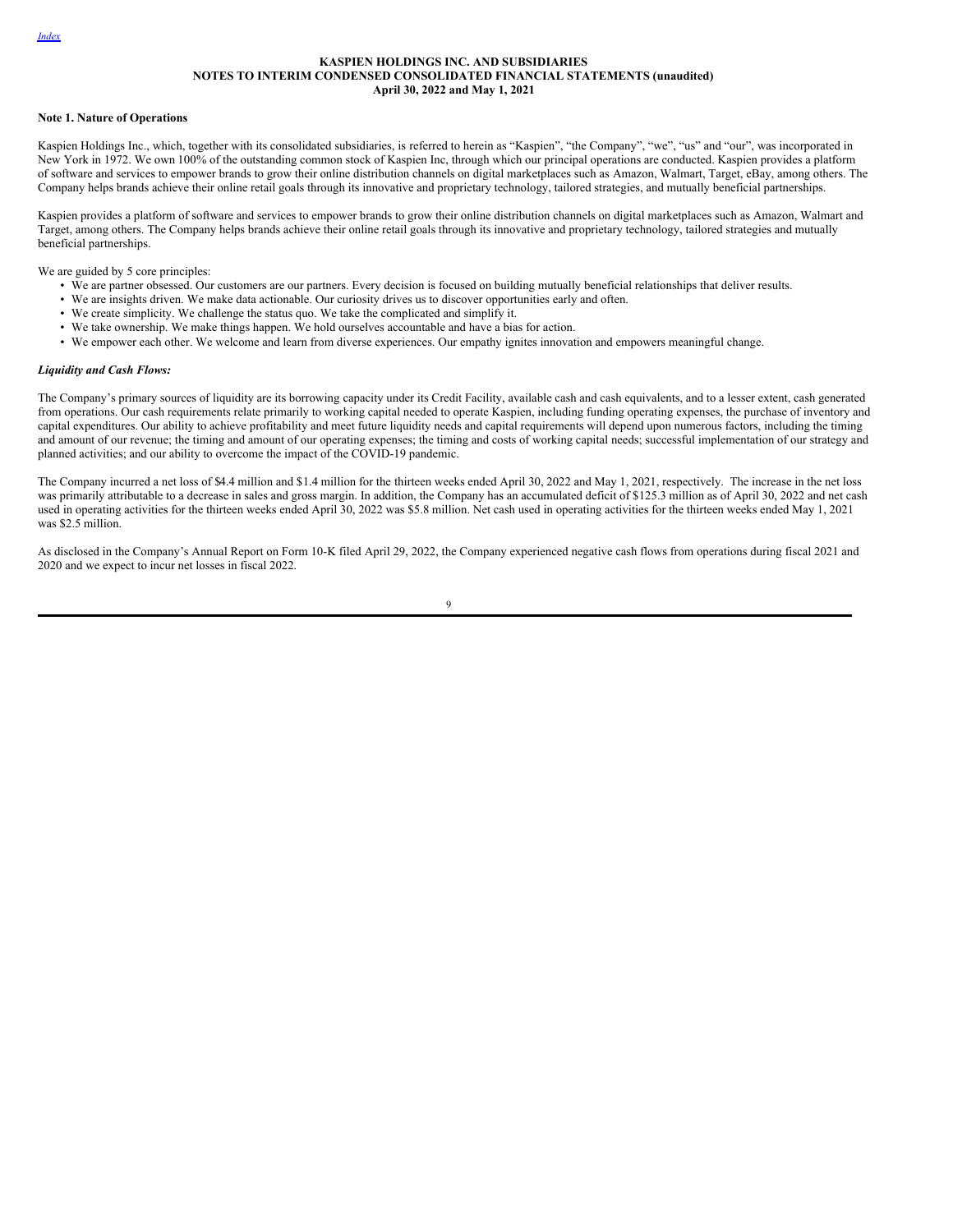**KASPIEN HOLDINGS INC. AND SUBSIDIARIES**
**NOTES TO INTERIM CONDENSED CONSOLIDATED FINANCIAL STATEMENTS (unaudited)**
**April 30, 2022 and May 1, 2021**

**Note 1. Nature of Operations**

Kaspien Holdings Inc., which, together with its consolidated subsidiaries, is referred to herein as "Kaspien", "the Company", "we", "us" and "our", was incorporated in New York in 1972. We own 100% of the outstanding common stock of Kaspien Inc, through which our principal operations are conducted. Kaspien provides a platform of software and services to empower brands to grow their online distribution channels on digital marketplaces such as Amazon, Walmart, Target, eBay, among others. The Company helps brands achieve their online retail goals through its innovative and proprietary technology, tailored strategies, and mutually beneficial partnerships.

Kaspien provides a platform of software and services to empower brands to grow their online distribution channels on digital marketplaces such as Amazon, Walmart and Target, among others. The Company helps brands achieve their online retail goals through its innovative and proprietary technology, tailored strategies and mutually beneficial partnerships.

We are guided by 5 core principles:

- We are partner obsessed. Our customers are our partners. Every decision is focused on building mutually beneficial relationships that deliver results.
- We are insights driven. We make data actionable. Our curiosity drives us to discover opportunities early and often.
- We create simplicity. We challenge the status quo. We take the complicated and simplify it.
- We take ownership. We make things happen. We hold ourselves accountable and have a bias for action.
- We empower each other. We welcome and learn from diverse experiences. Our empathy ignites innovation and empowers meaningful change.

***Liquidity and Cash Flows:***

The Company's primary sources of liquidity are its borrowing capacity under its Credit Facility, available cash and cash equivalents, and to a lesser extent, cash generated from operations. Our cash requirements relate primarily to working capital needed to operate Kaspien, including funding operating expenses, the purchase of inventory and capital expenditures. Our ability to achieve profitability and meet future liquidity needs and capital requirements will depend upon numerous factors, including the timing and amount of our revenue; the timing and amount of our operating expenses; the timing and costs of working capital needs; successful implementation of our strategy and planned activities; and our ability to overcome the impact of the COVID-19 pandemic.

The Company incurred a net loss of $4.4 million and $1.4 million for the thirteen weeks ended April 30, 2022 and May 1, 2021, respectively. The increase in the net loss was primarily attributable to a decrease in sales and gross margin. In addition, the Company has an accumulated deficit of $125.3 million as of April 30, 2022 and net cash used in operating activities for the thirteen weeks ended April 30, 2022 was $5.8 million. Net cash used in operating activities for the thirteen weeks ended May 1, 2021 was $2.5 million.

As disclosed in the Company's Annual Report on Form 10-K filed April 29, 2022, the Company experienced negative cash flows from operations during fiscal 2021 and 2020 and we expect to incur net losses in fiscal 2022.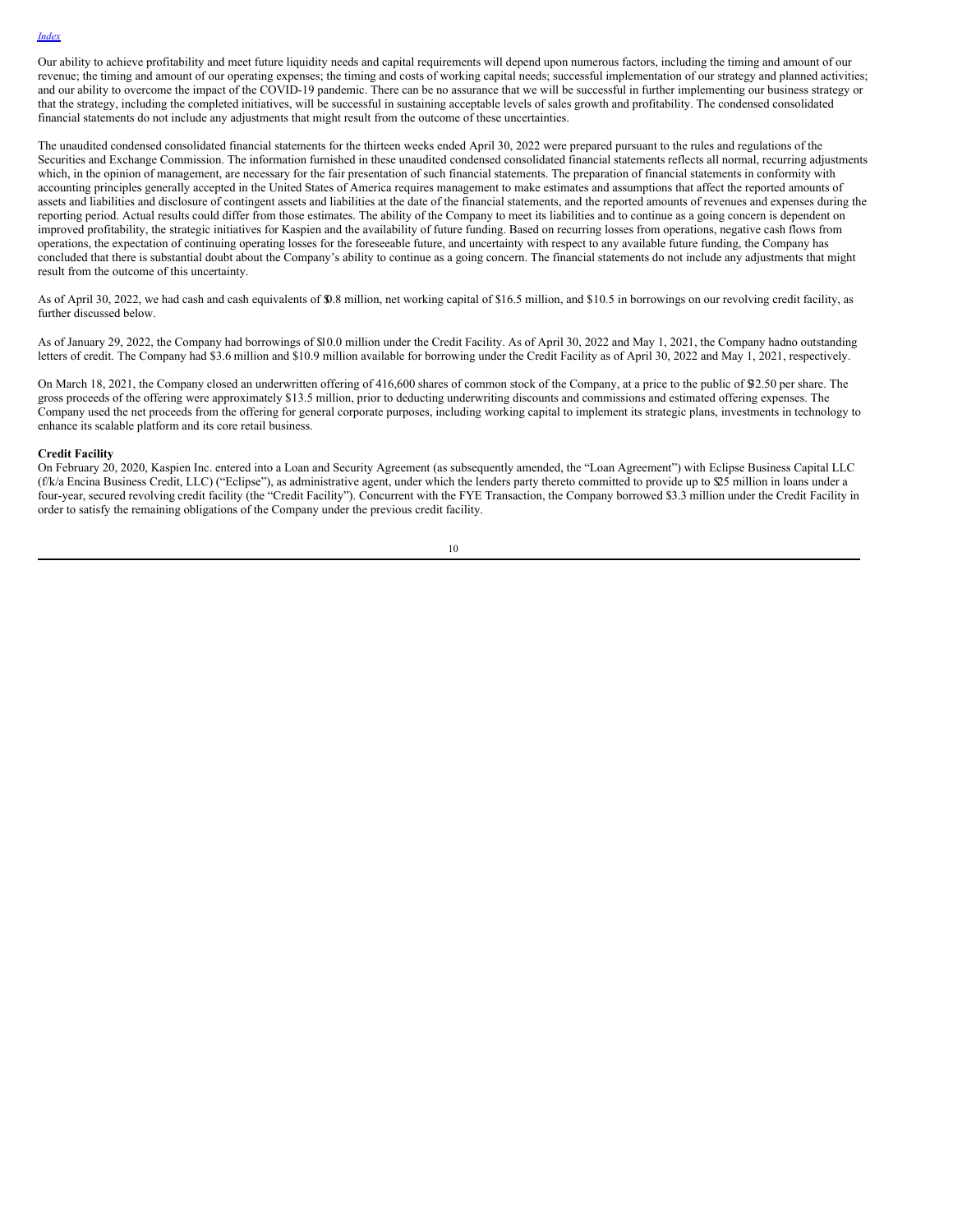Our ability to achieve profitability and meet future liquidity needs and capital requirements will depend upon numerous factors, including the timing and amount of our revenue; the timing and amount of our operating expenses; the timing and costs of working capital needs; successful implementation of our strategy and planned activities; and our ability to overcome the impact of the COVID-19 pandemic. There can be no assurance that we will be successful in further implementing our business strategy or that the strategy, including the completed initiatives, will be successful in sustaining acceptable levels of sales growth and profitability. The condensed consolidated financial statements do not include any adjustments that might result from the outcome of these uncertainties.

The unaudited condensed consolidated financial statements for the thirteen weeks ended April 30, 2022 were prepared pursuant to the rules and regulations of the Securities and Exchange Commission. The information furnished in these unaudited condensed consolidated financial statements reflects all normal, recurring adjustments which, in the opinion of management, are necessary for the fair presentation of such financial statements. The preparation of financial statements in conformity with accounting principles generally accepted in the United States of America requires management to make estimates and assumptions that affect the reported amounts of assets and liabilities and disclosure of contingent assets and liabilities at the date of the financial statements, and the reported amounts of revenues and expenses during the reporting period. Actual results could differ from those estimates. The ability of the Company to meet its liabilities and to continue as a going concern is dependent on improved profitability, the strategic initiatives for Kaspien and the availability of future funding. Based on recurring losses from operations, negative cash flows from operations, the expectation of continuing operating losses for the foreseeable future, and uncertainty with respect to any available future funding, the Company has concluded that there is substantial doubt about the Company's ability to continue as a going concern. The financial statements do not include any adjustments that might result from the outcome of this uncertainty.

As of April 30, 2022, we had cash and cash equivalents of $0.8 million, net working capital of $16.5 million, and $10.5 in borrowings on our revolving credit facility, as further discussed below.

As of January 29, 2022, the Company had borrowings of $10.0 million under the Credit Facility. As of April 30, 2022 and May 1, 2021, the Company had no outstanding letters of credit. The Company had $3.6 million and $10.9 million available for borrowing under the Credit Facility as of April 30, 2022 and May 1, 2021, respectively.

On March 18, 2021, the Company closed an underwritten offering of 416,600 shares of common stock of the Company, at a price to the public of $32.50 per share. The gross proceeds of the offering were approximately $13.5 million, prior to deducting underwriting discounts and commissions and estimated offering expenses. The Company used the net proceeds from the offering for general corporate purposes, including working capital to implement its strategic plans, investments in technology to enhance its scalable platform and its core retail business.

**Credit Facility**

On February 20, 2020, Kaspien Inc. entered into a Loan and Security Agreement (as subsequently amended, the "Loan Agreement") with Eclipse Business Capital LLC (f/k/a Encina Business Credit, LLC) ("Eclipse"), as administrative agent, under which the lenders party thereto committed to provide up to $25 million in loans under a four-year, secured revolving credit facility (the "Credit Facility"). Concurrent with the FYE Transaction, the Company borrowed $3.3 million under the Credit Facility in order to satisfy the remaining obligations of the Company under the previous credit facility.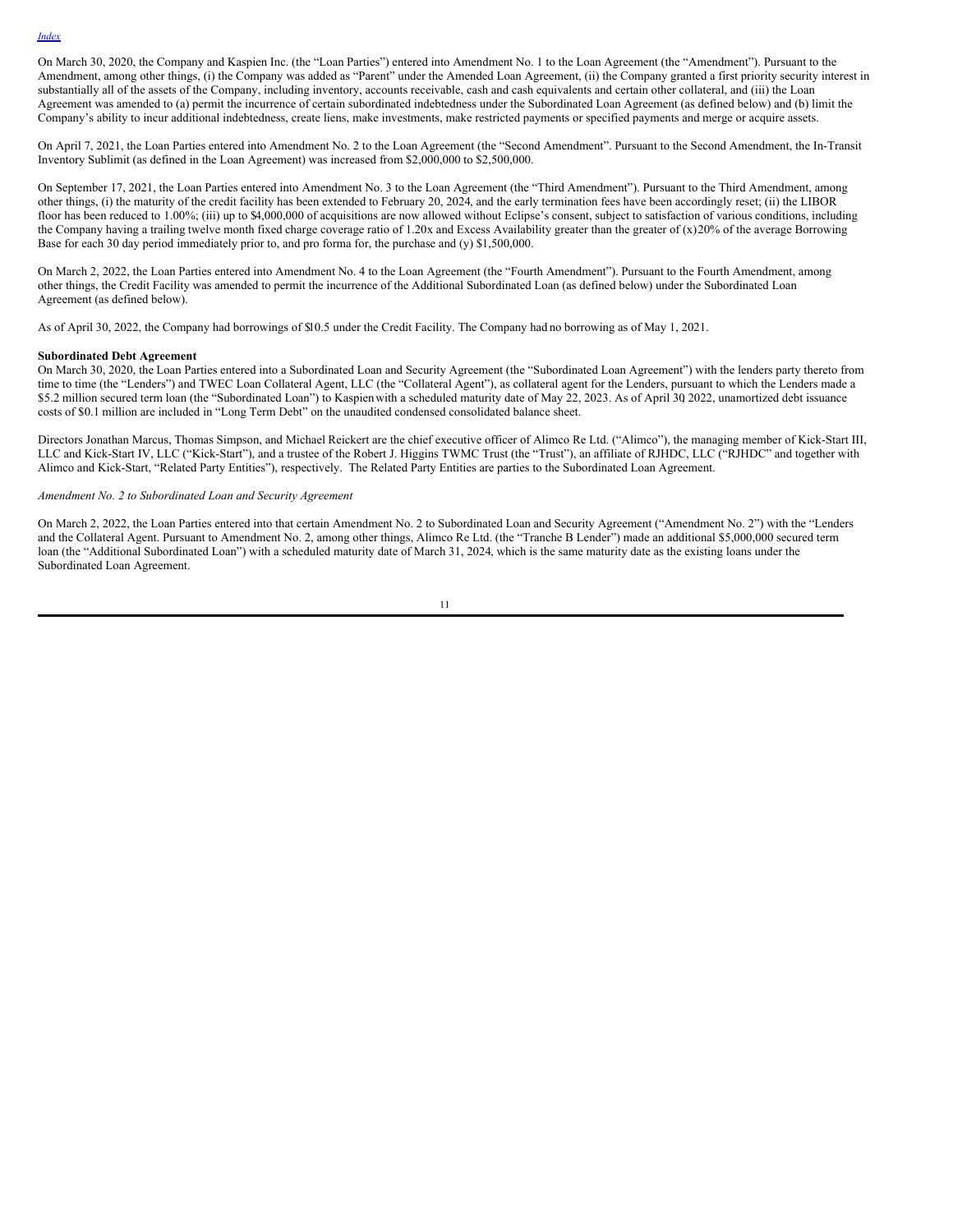On March 30, 2020, the Company and Kaspien Inc. (the "Loan Parties") entered into Amendment No. 1 to the Loan Agreement (the "Amendment"). Pursuant to the Amendment, among other things, (i) the Company was added as "Parent" under the Amended Loan Agreement, (ii) the Company granted a first priority security interest in substantially all of the assets of the Company, including inventory, accounts receivable, cash and cash equivalents and certain other collateral, and (iii) the Loan Agreement was amended to (a) permit the incurrence of certain subordinated indebtedness under the Subordinated Loan Agreement (as defined below) and (b) limit the Company's ability to incur additional indebtedness, create liens, make investments, make restricted payments or specified payments and merge or acquire assets.

On April 7, 2021, the Loan Parties entered into Amendment No. 2 to the Loan Agreement (the "Second Amendment". Pursuant to the Second Amendment, the In-Transit Inventory Sublimit (as defined in the Loan Agreement) was increased from $2,000,000 to $2,500,000.

On September 17, 2021, the Loan Parties entered into Amendment No. 3 to the Loan Agreement (the "Third Amendment"). Pursuant to the Third Amendment, among other things, (i) the maturity of the credit facility has been extended to February 20, 2024, and the early termination fees have been accordingly reset; (ii) the LIBOR floor has been reduced to 1.00%; (iii) up to $4,000,000 of acquisitions are now allowed without Eclipse's consent, subject to satisfaction of various conditions, including the Company having a trailing twelve month fixed charge coverage ratio of 1.20x and Excess Availability greater than the greater of (x)20% of the average Borrowing Base for each 30 day period immediately prior to, and pro forma for, the purchase and (y) $1,500,000.

On March 2, 2022, the Loan Parties entered into Amendment No. 4 to the Loan Agreement (the "Fourth Amendment"). Pursuant to the Fourth Amendment, among other things, the Credit Facility was amended to permit the incurrence of the Additional Subordinated Loan (as defined below) under the Subordinated Loan Agreement (as defined below).

As of April 30, 2022, the Company had borrowings of $10.5 under the Credit Facility. The Company had no borrowing as of May 1, 2021.

**Subordinated Debt Agreement**

On March 30, 2020, the Loan Parties entered into a Subordinated Loan and Security Agreement (the "Subordinated Loan Agreement") with the lenders party thereto from time to time (the "Lenders") and TWEC Loan Collateral Agent, LLC (the "Collateral Agent"), as collateral agent for the Lenders, pursuant to which the Lenders made a $5.2 million secured term loan (the "Subordinated Loan") to Kaspien with a scheduled maturity date of May 22, 2023. As of April 30, 2022, unamortized debt issuance costs of $0.1 million are included in "Long Term Debt" on the unaudited condensed consolidated balance sheet.

Directors Jonathan Marcus, Thomas Simpson, and Michael Reickert are the chief executive officer of Alimco Re Ltd. ("Alimco"), the managing member of Kick-Start III, LLC and Kick-Start IV, LLC ("Kick-Start"), and a trustee of the Robert J. Higgins TWMC Trust (the "Trust"), an affiliate of RJHDC, LLC ("RJHDC" and together with Alimco and Kick-Start, "Related Party Entities"), respectively. The Related Party Entities are parties to the Subordinated Loan Agreement.

*Amendment No. 2 to Subordinated Loan and Security Agreement*

On March 2, 2022, the Loan Parties entered into that certain Amendment No. 2 to Subordinated Loan and Security Agreement ("Amendment No. 2") with the "Lenders and the Collateral Agent. Pursuant to Amendment No. 2, among other things, Alimco Re Ltd. (the "Tranche B Lender") made an additional $5,000,000 secured term loan (the "Additional Subordinated Loan") with a scheduled maturity date of March 31, 2024, which is the same maturity date as the existing loans under the Subordinated Loan Agreement.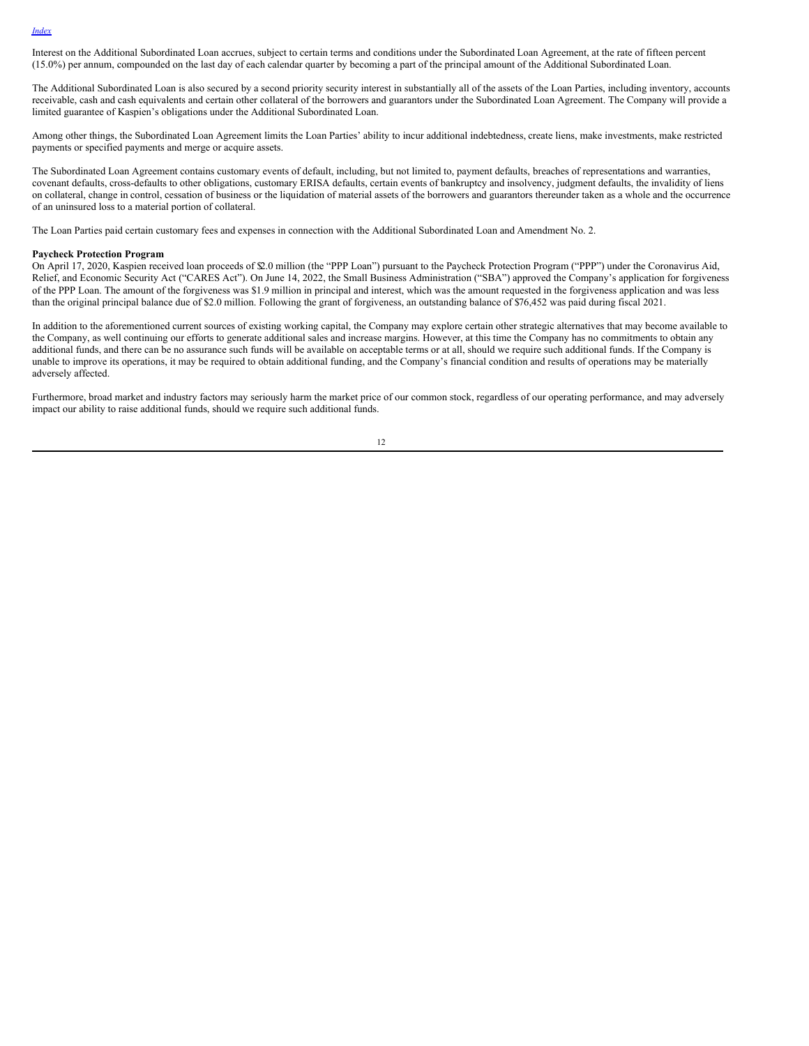Interest on the Additional Subordinated Loan accrues, subject to certain terms and conditions under the Subordinated Loan Agreement, at the rate of fifteen percent (15.0%) per annum, compounded on the last day of each calendar quarter by becoming a part of the principal amount of the Additional Subordinated Loan.

The Additional Subordinated Loan is also secured by a second priority security interest in substantially all of the assets of the Loan Parties, including inventory, accounts receivable, cash and cash equivalents and certain other collateral of the borrowers and guarantors under the Subordinated Loan Agreement. The Company will provide a limited guarantee of Kaspien's obligations under the Additional Subordinated Loan.

Among other things, the Subordinated Loan Agreement limits the Loan Parties' ability to incur additional indebtedness, create liens, make investments, make restricted payments or specified payments and merge or acquire assets.

The Subordinated Loan Agreement contains customary events of default, including, but not limited to, payment defaults, breaches of representations and warranties, covenant defaults, cross-defaults to other obligations, customary ERISA defaults, certain events of bankruptcy and insolvency, judgment defaults, the invalidity of liens on collateral, change in control, cessation of business or the liquidation of material assets of the borrowers and guarantors thereunder taken as a whole and the occurrence of an uninsured loss to a material portion of collateral.

The Loan Parties paid certain customary fees and expenses in connection with the Additional Subordinated Loan and Amendment No. 2.

**Paycheck Protection Program**

On April 17, 2020, Kaspien received loan proceeds of $2.0 million (the "PPP Loan") pursuant to the Paycheck Protection Program ("PPP") under the Coronavirus Aid, Relief, and Economic Security Act ("CARES Act"). On June 14, 2022, the Small Business Administration ("SBA") approved the Company's application for forgiveness of the PPP Loan. The amount of the forgiveness was $1.9 million in principal and interest, which was the amount requested in the forgiveness application and was less than the original principal balance due of $2.0 million. Following the grant of forgiveness, an outstanding balance of $76,452 was paid during fiscal 2021.

In addition to the aforementioned current sources of existing working capital, the Company may explore certain other strategic alternatives that may become available to the Company, as well continuing our efforts to generate additional sales and increase margins. However, at this time the Company has no commitments to obtain any additional funds, and there can be no assurance such funds will be available on acceptable terms or at all, should we require such additional funds. If the Company is unable to improve its operations, it may be required to obtain additional funding, and the Company's financial condition and results of operations may be materially adversely affected.

Furthermore, broad market and industry factors may seriously harm the market price of our common stock, regardless of our operating performance, and may adversely impact our ability to raise additional funds, should we require such additional funds.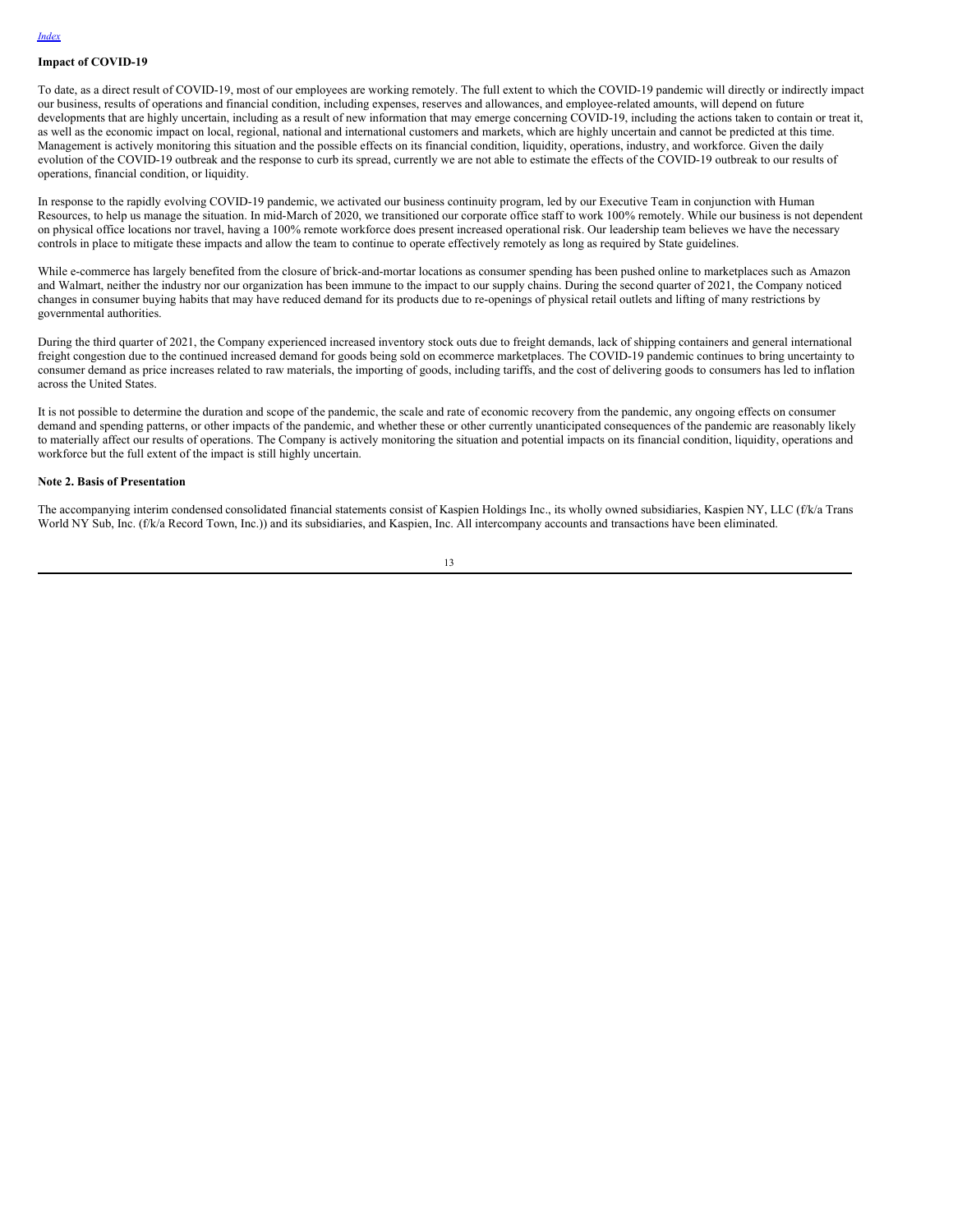**Impact of COVID-19**

To date, as a direct result of COVID-19, most of our employees are working remotely. The full extent to which the COVID-19 pandemic will directly or indirectly impact our business, results of operations and financial condition, including expenses, reserves and allowances, and employee-related amounts, will depend on future developments that are highly uncertain, including as a result of new information that may emerge concerning COVID-19, including the actions taken to contain or treat it, as well as the economic impact on local, regional, national and international customers and markets, which are highly uncertain and cannot be predicted at this time. Management is actively monitoring this situation and the possible effects on its financial condition, liquidity, operations, industry, and workforce. Given the daily evolution of the COVID-19 outbreak and the response to curb its spread, currently we are not able to estimate the effects of the COVID-19 outbreak to our results of operations, financial condition, or liquidity.

In response to the rapidly evolving COVID-19 pandemic, we activated our business continuity program, led by our Executive Team in conjunction with Human Resources, to help us manage the situation. In mid-March of 2020, we transitioned our corporate office staff to work 100% remotely. While our business is not dependent on physical office locations nor travel, having a 100% remote workforce does present increased operational risk. Our leadership team believes we have the necessary controls in place to mitigate these impacts and allow the team to continue to operate effectively remotely as long as required by State guidelines.

While e-commerce has largely benefited from the closure of brick-and-mortar locations as consumer spending has been pushed online to marketplaces such as Amazon and Walmart, neither the industry nor our organization has been immune to the impact to our supply chains. During the second quarter of 2021, the Company noticed changes in consumer buying habits that may have reduced demand for its products due to re-openings of physical retail outlets and lifting of many restrictions by governmental authorities.

During the third quarter of 2021, the Company experienced increased inventory stock outs due to freight demands, lack of shipping containers and general international freight congestion due to the continued increased demand for goods being sold on ecommerce marketplaces. The COVID-19 pandemic continues to bring uncertainty to consumer demand as price increases related to raw materials, the importing of goods, including tariffs, and the cost of delivering goods to consumers has led to inflation across the United States.

It is not possible to determine the duration and scope of the pandemic, the scale and rate of economic recovery from the pandemic, any ongoing effects on consumer demand and spending patterns, or other impacts of the pandemic, and whether these or other currently unanticipated consequences of the pandemic are reasonably likely to materially affect our results of operations. The Company is actively monitoring the situation and potential impacts on its financial condition, liquidity, operations and workforce but the full extent of the impact is still highly uncertain.

**Note 2. Basis of Presentation**

The accompanying interim condensed consolidated financial statements consist of Kaspien Holdings Inc., its wholly owned subsidiaries, Kaspien NY, LLC (f/k/a Trans World NY Sub, Inc. (f/k/a Record Town, Inc.)) and its subsidiaries, and Kaspien, Inc. All intercompany accounts and transactions have been eliminated.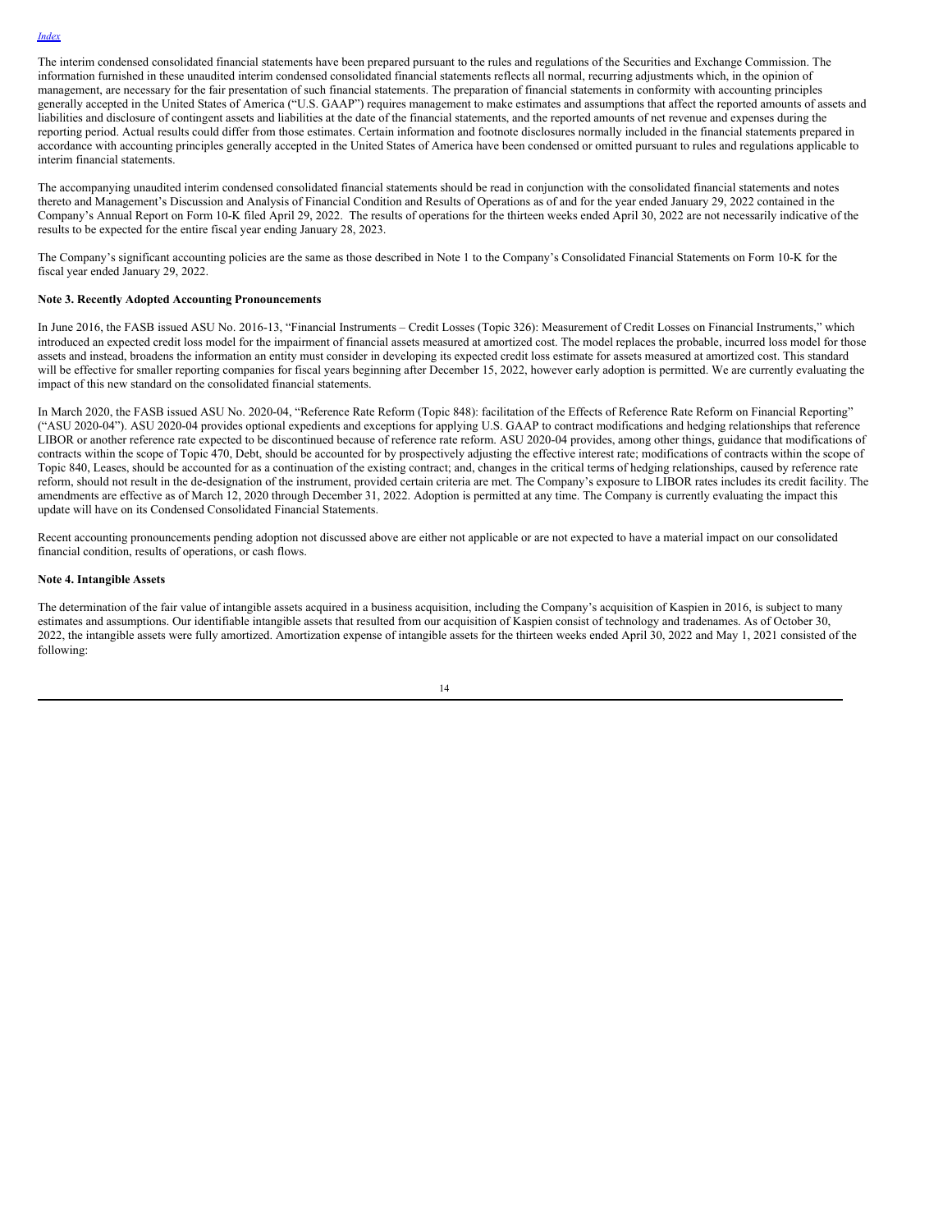The interim condensed consolidated financial statements have been prepared pursuant to the rules and regulations of the Securities and Exchange Commission. The information furnished in these unaudited interim condensed consolidated financial statements reflects all normal, recurring adjustments which, in the opinion of management, are necessary for the fair presentation of such financial statements. The preparation of financial statements in conformity with accounting principles generally accepted in the United States of America ("U.S. GAAP") requires management to make estimates and assumptions that affect the reported amounts of assets and liabilities and disclosure of contingent assets and liabilities at the date of the financial statements, and the reported amounts of net revenue and expenses during the reporting period. Actual results could differ from those estimates. Certain information and footnote disclosures normally included in the financial statements prepared in accordance with accounting principles generally accepted in the United States of America have been condensed or omitted pursuant to rules and regulations applicable to interim financial statements.

The accompanying unaudited interim condensed consolidated financial statements should be read in conjunction with the consolidated financial statements and notes thereto and Management's Discussion and Analysis of Financial Condition and Results of Operations as of and for the year ended January 29, 2022 contained in the Company's Annual Report on Form 10-K filed April 29, 2022. The results of operations for the thirteen weeks ended April 30, 2022 are not necessarily indicative of the results to be expected for the entire fiscal year ending January 28, 2023.

The Company's significant accounting policies are the same as those described in Note 1 to the Company's Consolidated Financial Statements on Form 10-K for the fiscal year ended January 29, 2022.

**Note 3. Recently Adopted Accounting Pronouncements**

In June 2016, the FASB issued ASU No. 2016-13, "Financial Instruments – Credit Losses (Topic 326): Measurement of Credit Losses on Financial Instruments," which introduced an expected credit loss model for the impairment of financial assets measured at amortized cost. The model replaces the probable, incurred loss model for those assets and instead, broadens the information an entity must consider in developing its expected credit loss estimate for assets measured at amortized cost. This standard will be effective for smaller reporting companies for fiscal years beginning after December 15, 2022, however early adoption is permitted. We are currently evaluating the impact of this new standard on the consolidated financial statements.

In March 2020, the FASB issued ASU No. 2020-04, "Reference Rate Reform (Topic 848): facilitation of the Effects of Reference Rate Reform on Financial Reporting" ("ASU 2020-04"). ASU 2020-04 provides optional expedients and exceptions for applying U.S. GAAP to contract modifications and hedging relationships that reference LIBOR or another reference rate expected to be discontinued because of reference rate reform. ASU 2020-04 provides, among other things, guidance that modifications of contracts within the scope of Topic 470, Debt, should be accounted for by prospectively adjusting the effective interest rate; modifications of contracts within the scope of Topic 840, Leases, should be accounted for as a continuation of the existing contract; and, changes in the critical terms of hedging relationships, caused by reference rate reform, should not result in the de-designation of the instrument, provided certain criteria are met. The Company's exposure to LIBOR rates includes its credit facility. The amendments are effective as of March 12, 2020 through December 31, 2022. Adoption is permitted at any time. The Company is currently evaluating the impact this update will have on its Condensed Consolidated Financial Statements.

Recent accounting pronouncements pending adoption not discussed above are either not applicable or are not expected to have a material impact on our consolidated financial condition, results of operations, or cash flows.

**Note 4. Intangible Assets**

The determination of the fair value of intangible assets acquired in a business acquisition, including the Company's acquisition of Kaspien in 2016, is subject to many estimates and assumptions. Our identifiable intangible assets that resulted from our acquisition of Kaspien consist of technology and tradenames. As of October 30, 2022, the intangible assets were fully amortized. Amortization expense of intangible assets for the thirteen weeks ended April 30, 2022 and May 1, 2021 consisted of the following: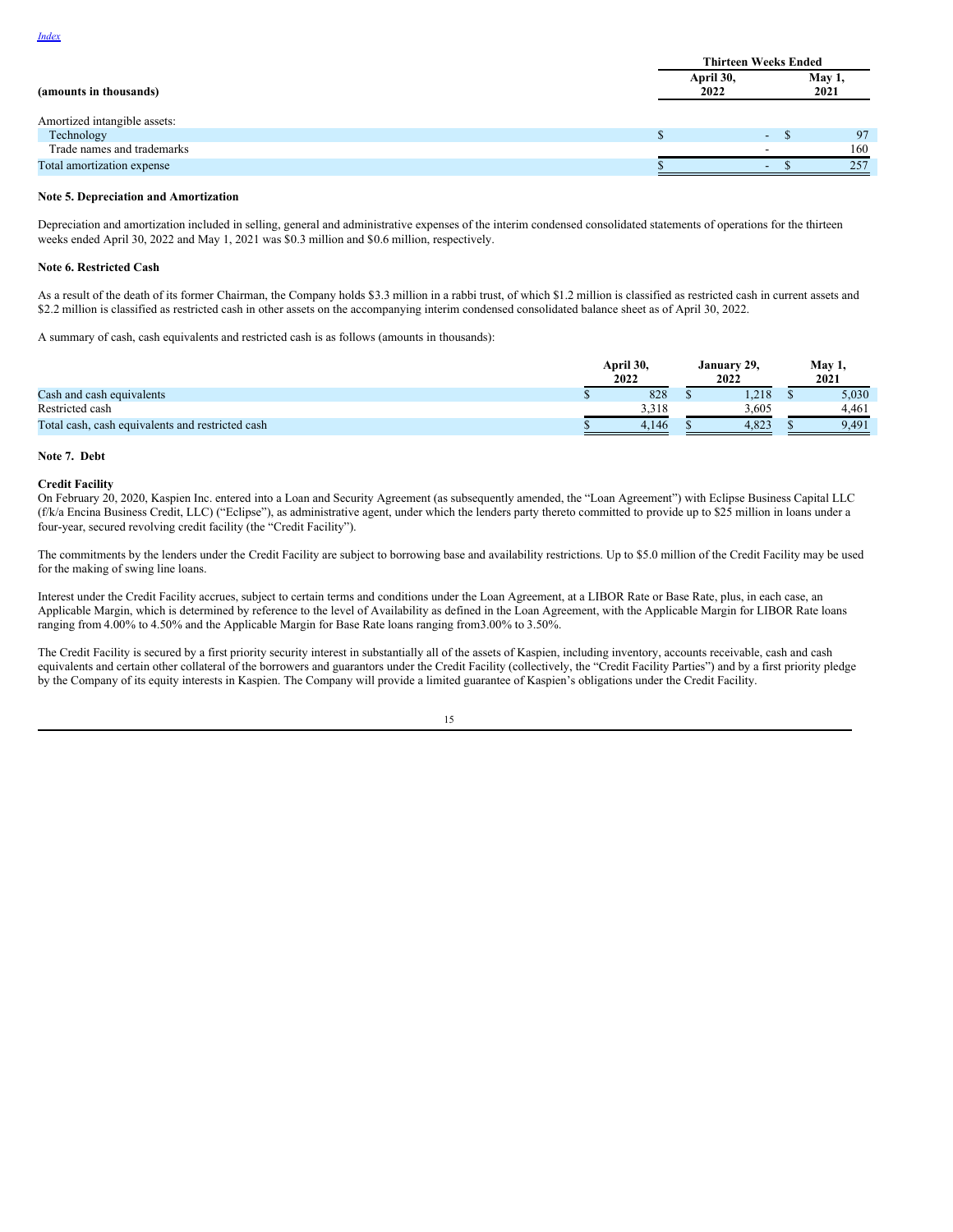*Index*

| (amounts in thousands) | Thirteen Weeks Ended | |
|---|---|---|
| | April 30, 2022 | May 1, 2021 |
| Amortized intangible assets: | | |
| Technology | $ - | $ 97 |
| Trade names and trademarks | - | 160 |
| Total amortization expense | $ - | $ 257 |

**Note 5. Depreciation and Amortization**

Depreciation and amortization included in selling, general and administrative expenses of the interim condensed consolidated statements of operations for the thirteen weeks ended April 30, 2022 and May 1, 2021 was $0.3 million and $0.6 million, respectively.

**Note 6. Restricted Cash**

As a result of the death of its former Chairman, the Company holds $3.3 million in a rabbi trust, of which $1.2 million is classified as restricted cash in current assets and $2.2 million is classified as restricted cash in other assets on the accompanying interim condensed consolidated balance sheet as of April 30, 2022.

A summary of cash, cash equivalents and restricted cash is as follows (amounts in thousands):

| | April 30, 2022 | January 29, 2022 | May 1, 2021 |
|---|---|---|---|
| Cash and cash equivalents | $ 828 | $ 1,218 | $ 5,030 |
| Restricted cash | 3,318 | 3,605 | 4,461 |
| Total cash, cash equivalents and restricted cash | $ 4,146 | $ 4,823 | $ 9,491 |

**Note 7. Debt**

**Credit Facility**

On February 20, 2020, Kaspien Inc. entered into a Loan and Security Agreement (as subsequently amended, the "Loan Agreement") with Eclipse Business Capital LLC (f/k/a Encina Business Credit, LLC) ("Eclipse"), as administrative agent, under which the lenders party thereto committed to provide up to $25 million in loans under a four-year, secured revolving credit facility (the "Credit Facility").

The commitments by the lenders under the Credit Facility are subject to borrowing base and availability restrictions. Up to $5.0 million of the Credit Facility may be used for the making of swing line loans.

Interest under the Credit Facility accrues, subject to certain terms and conditions under the Loan Agreement, at a LIBOR Rate or Base Rate, plus, in each case, an Applicable Margin, which is determined by reference to the level of Availability as defined in the Loan Agreement, with the Applicable Margin for LIBOR Rate loans ranging from 4.00% to 4.50% and the Applicable Margin for Base Rate loans ranging from3.00% to 3.50%.

The Credit Facility is secured by a first priority security interest in substantially all of the assets of Kaspien, including inventory, accounts receivable, cash and cash equivalents and certain other collateral of the borrowers and guarantors under the Credit Facility (collectively, the "Credit Facility Parties") and by a first priority pledge by the Company of its equity interests in Kaspien. The Company will provide a limited guarantee of Kaspien's obligations under the Credit Facility.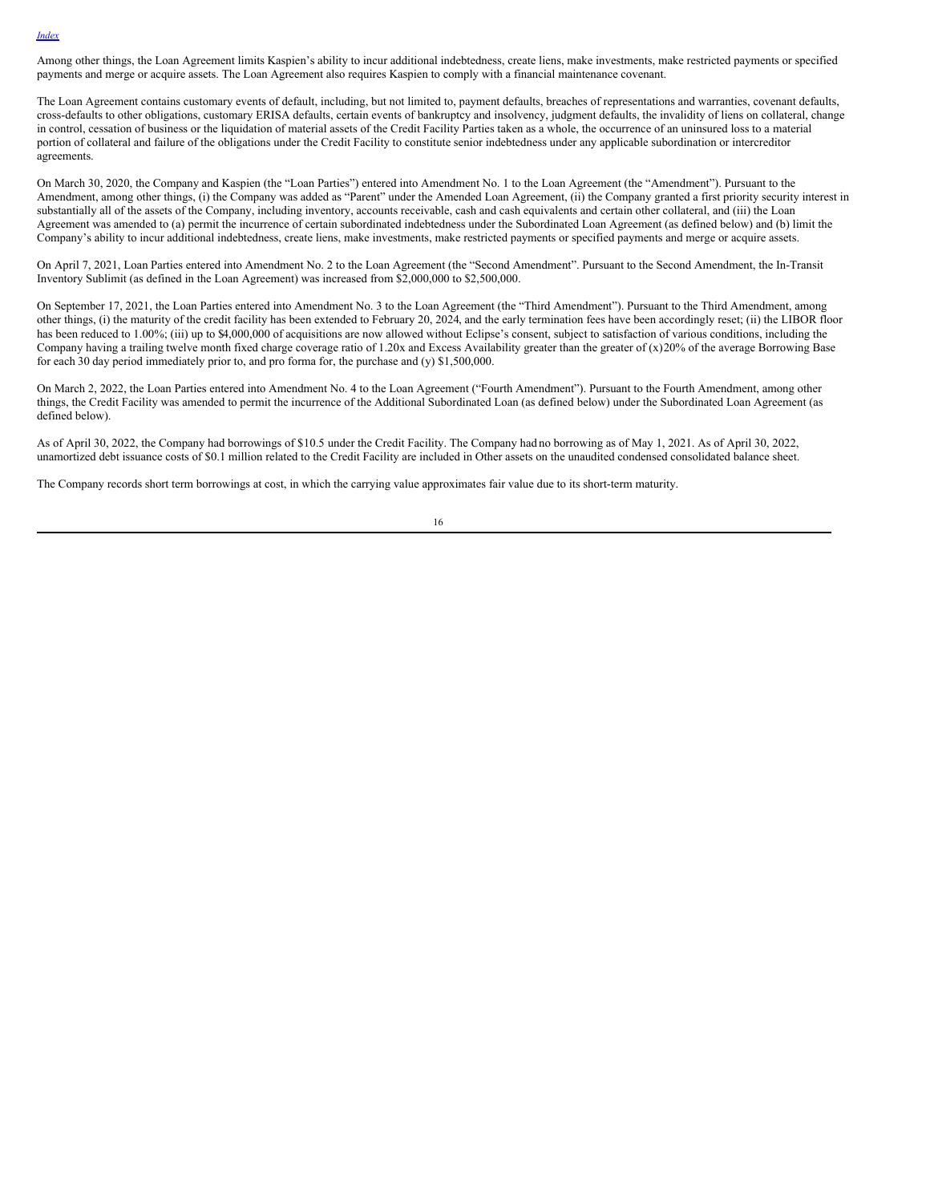Among other things, the Loan Agreement limits Kaspien's ability to incur additional indebtedness, create liens, make investments, make restricted payments or specified payments and merge or acquire assets. The Loan Agreement also requires Kaspien to comply with a financial maintenance covenant.

The Loan Agreement contains customary events of default, including, but not limited to, payment defaults, breaches of representations and warranties, covenant defaults, cross-defaults to other obligations, customary ERISA defaults, certain events of bankruptcy and insolvency, judgment defaults, the invalidity of liens on collateral, change in control, cessation of business or the liquidation of material assets of the Credit Facility Parties taken as a whole, the occurrence of an uninsured loss to a material portion of collateral and failure of the obligations under the Credit Facility to constitute senior indebtedness under any applicable subordination or intercreditor agreements.

On March 30, 2020, the Company and Kaspien (the "Loan Parties") entered into Amendment No. 1 to the Loan Agreement (the "Amendment"). Pursuant to the Amendment, among other things, (i) the Company was added as "Parent" under the Amended Loan Agreement, (ii) the Company granted a first priority security interest in substantially all of the assets of the Company, including inventory, accounts receivable, cash and cash equivalents and certain other collateral, and (iii) the Loan Agreement was amended to (a) permit the incurrence of certain subordinated indebtedness under the Subordinated Loan Agreement (as defined below) and (b) limit the Company's ability to incur additional indebtedness, create liens, make investments, make restricted payments or specified payments and merge or acquire assets.

On April 7, 2021, Loan Parties entered into Amendment No. 2 to the Loan Agreement (the "Second Amendment". Pursuant to the Second Amendment, the In-Transit Inventory Sublimit (as defined in the Loan Agreement) was increased from $2,000,000 to $2,500,000.

On September 17, 2021, the Loan Parties entered into Amendment No. 3 to the Loan Agreement (the "Third Amendment"). Pursuant to the Third Amendment, among other things, (i) the maturity of the credit facility has been extended to February 20, 2024, and the early termination fees have been accordingly reset; (ii) the LIBOR floor has been reduced to 1.00%; (iii) up to $4,000,000 of acquisitions are now allowed without Eclipse's consent, subject to satisfaction of various conditions, including the Company having a trailing twelve month fixed charge coverage ratio of 1.20x and Excess Availability greater than the greater of (x)20% of the average Borrowing Base for each 30 day period immediately prior to, and pro forma for, the purchase and (y) $1,500,000.

On March 2, 2022, the Loan Parties entered into Amendment No. 4 to the Loan Agreement ("Fourth Amendment"). Pursuant to the Fourth Amendment, among other things, the Credit Facility was amended to permit the incurrence of the Additional Subordinated Loan (as defined below) under the Subordinated Loan Agreement (as defined below).

As of April 30, 2022, the Company had borrowings of $10.5 under the Credit Facility. The Company had no borrowing as of May 1, 2021. As of April 30, 2022, unamortized debt issuance costs of $0.1 million related to the Credit Facility are included in Other assets on the unaudited condensed consolidated balance sheet.

The Company records short term borrowings at cost, in which the carrying value approximates fair value due to its short-term maturity.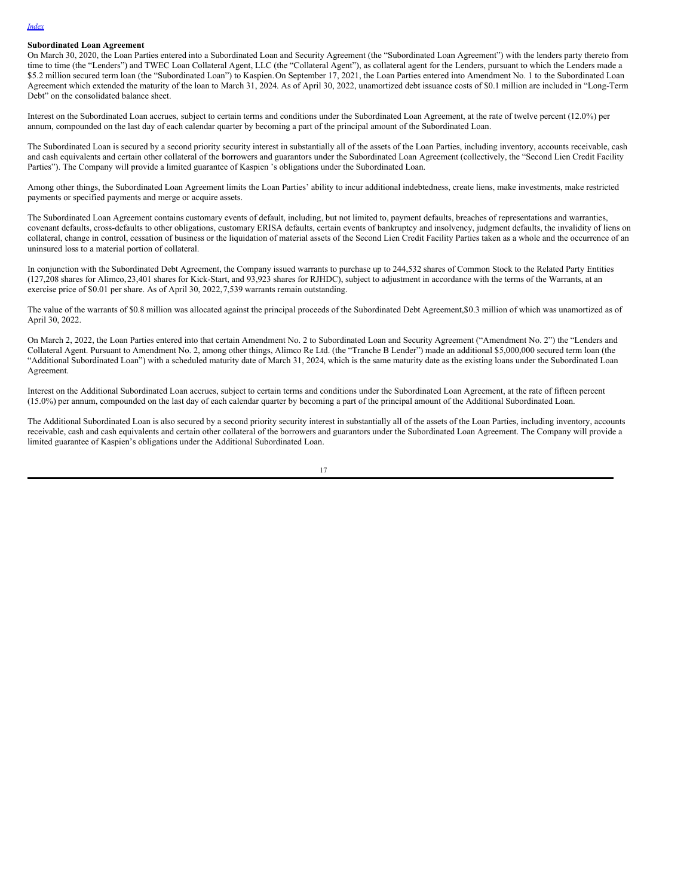**Subordinated Loan Agreement**

On March 30, 2020, the Loan Parties entered into a Subordinated Loan and Security Agreement (the "Subordinated Loan Agreement") with the lenders party thereto from time to time (the "Lenders") and TWEC Loan Collateral Agent, LLC (the "Collateral Agent"), as collateral agent for the Lenders, pursuant to which the Lenders made a $5.2 million secured term loan (the "Subordinated Loan") to Kaspien. On September 17, 2021, the Loan Parties entered into Amendment No. 1 to the Subordinated Loan Agreement which extended the maturity of the loan to March 31, 2024. As of April 30, 2022, unamortized debt issuance costs of $0.1 million are included in "Long-Term Debt" on the consolidated balance sheet.

Interest on the Subordinated Loan accrues, subject to certain terms and conditions under the Subordinated Loan Agreement, at the rate of twelve percent (12.0%) per annum, compounded on the last day of each calendar quarter by becoming a part of the principal amount of the Subordinated Loan.

The Subordinated Loan is secured by a second priority security interest in substantially all of the assets of the Loan Parties, including inventory, accounts receivable, cash and cash equivalents and certain other collateral of the borrowers and guarantors under the Subordinated Loan Agreement (collectively, the "Second Lien Credit Facility Parties"). The Company will provide a limited guarantee of Kaspien 's obligations under the Subordinated Loan.

Among other things, the Subordinated Loan Agreement limits the Loan Parties' ability to incur additional indebtedness, create liens, make investments, make restricted payments or specified payments and merge or acquire assets.

The Subordinated Loan Agreement contains customary events of default, including, but not limited to, payment defaults, breaches of representations and warranties, covenant defaults, cross-defaults to other obligations, customary ERISA defaults, certain events of bankruptcy and insolvency, judgment defaults, the invalidity of liens on collateral, change in control, cessation of business or the liquidation of material assets of the Second Lien Credit Facility Parties taken as a whole and the occurrence of an uninsured loss to a material portion of collateral.

In conjunction with the Subordinated Debt Agreement, the Company issued warrants to purchase up to 244,532 shares of Common Stock to the Related Party Entities (127,208 shares for Alimco, 23,401 shares for Kick-Start, and 93,923 shares for RJHDC), subject to adjustment in accordance with the terms of the Warrants, at an exercise price of $0.01 per share. As of April 30, 2022, 7,539 warrants remain outstanding.

The value of the warrants of $0.8 million was allocated against the principal proceeds of the Subordinated Debt Agreement, $0.3 million of which was unamortized as of April 30, 2022.

On March 2, 2022, the Loan Parties entered into that certain Amendment No. 2 to Subordinated Loan and Security Agreement ("Amendment No. 2") the "Lenders and Collateral Agent. Pursuant to Amendment No. 2, among other things, Alimco Re Ltd. (the "Tranche B Lender") made an additional $5,000,000 secured term loan (the "Additional Subordinated Loan") with a scheduled maturity date of March 31, 2024, which is the same maturity date as the existing loans under the Subordinated Loan Agreement.

Interest on the Additional Subordinated Loan accrues, subject to certain terms and conditions under the Subordinated Loan Agreement, at the rate of fifteen percent (15.0%) per annum, compounded on the last day of each calendar quarter by becoming a part of the principal amount of the Additional Subordinated Loan.

The Additional Subordinated Loan is also secured by a second priority security interest in substantially all of the assets of the Loan Parties, including inventory, accounts receivable, cash and cash equivalents and certain other collateral of the borrowers and guarantors under the Subordinated Loan Agreement. The Company will provide a limited guarantee of Kaspien's obligations under the Additional Subordinated Loan.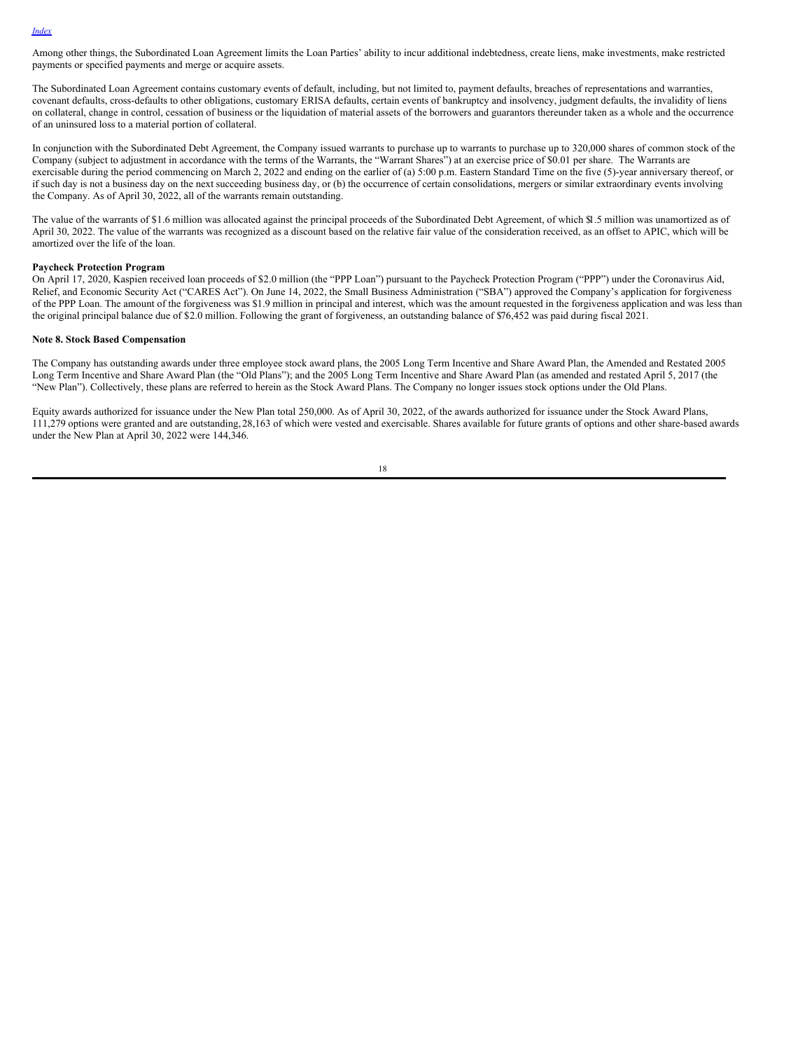Among other things, the Subordinated Loan Agreement limits the Loan Parties' ability to incur additional indebtedness, create liens, make investments, make restricted payments or specified payments and merge or acquire assets.

The Subordinated Loan Agreement contains customary events of default, including, but not limited to, payment defaults, breaches of representations and warranties, covenant defaults, cross-defaults to other obligations, customary ERISA defaults, certain events of bankruptcy and insolvency, judgment defaults, the invalidity of liens on collateral, change in control, cessation of business or the liquidation of material assets of the borrowers and guarantors thereunder taken as a whole and the occurrence of an uninsured loss to a material portion of collateral.

In conjunction with the Subordinated Debt Agreement, the Company issued warrants to purchase up to warrants to purchase up to 320,000 shares of common stock of the Company (subject to adjustment in accordance with the terms of the Warrants, the "Warrant Shares") at an exercise price of $0.01 per share. The Warrants are exercisable during the period commencing on March 2, 2022 and ending on the earlier of (a) 5:00 p.m. Eastern Standard Time on the five (5)-year anniversary thereof, or if such day is not a business day on the next succeeding business day, or (b) the occurrence of certain consolidations, mergers or similar extraordinary events involving the Company. As of April 30, 2022, all of the warrants remain outstanding.

The value of the warrants of $1.6 million was allocated against the principal proceeds of the Subordinated Debt Agreement, of which $1.5 million was unamortized as of April 30, 2022. The value of the warrants was recognized as a discount based on the relative fair value of the consideration received, as an offset to APIC, which will be amortized over the life of the loan.

**Paycheck Protection Program**

On April 17, 2020, Kaspien received loan proceeds of $2.0 million (the "PPP Loan") pursuant to the Paycheck Protection Program ("PPP") under the Coronavirus Aid, Relief, and Economic Security Act ("CARES Act"). On June 14, 2022, the Small Business Administration ("SBA") approved the Company's application for forgiveness of the PPP Loan. The amount of the forgiveness was $1.9 million in principal and interest, which was the amount requested in the forgiveness application and was less than the original principal balance due of $2.0 million. Following the grant of forgiveness, an outstanding balance of $76,452 was paid during fiscal 2021.

**Note 8. Stock Based Compensation**

The Company has outstanding awards under three employee stock award plans, the 2005 Long Term Incentive and Share Award Plan, the Amended and Restated 2005 Long Term Incentive and Share Award Plan (the "Old Plans"); and the 2005 Long Term Incentive and Share Award Plan (as amended and restated April 5, 2017 (the "New Plan"). Collectively, these plans are referred to herein as the Stock Award Plans. The Company no longer issues stock options under the Old Plans.

Equity awards authorized for issuance under the New Plan total 250,000. As of April 30, 2022, of the awards authorized for issuance under the Stock Award Plans, 111,279 options were granted and are outstanding, 28,163 of which were vested and exercisable. Shares available for future grants of options and other share-based awards under the New Plan at April 30, 2022 were 144,346.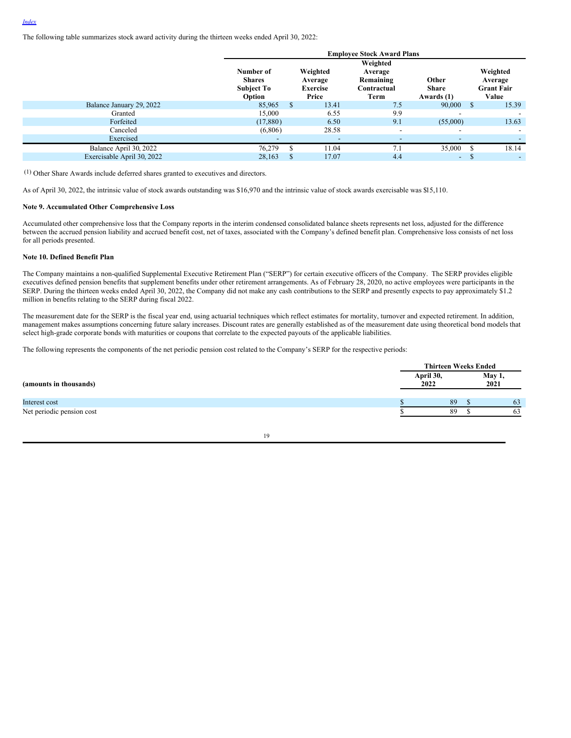[Index](#)

The following table summarizes stock award activity during the thirteen weeks ended April 30, 2022:

| | Employee Stock Award Plans | | | | |
|---|---|---|---|---|---|
| | Number of Shares Subject To Option | Weighted Average Exercise Price | Weighted Average Remaining Contractual Term | Other Share Awards (1) | Weighted Average Grant Fair Value |
| Balance January 29, 2022 | 85,965 | $ 13.41 | 7.5 | 90,000 | $ 15.39 |
| Granted | 15,000 | 6.55 | 9.9 | - | - |
| Forfeited | (17,880) | 6.50 | 9.1 | (55,000) | 13.63 |
| Canceled | (6,806) | 28.58 | - | - | - |
| Exercised | - | - | - | - | - |
| Balance April 30, 2022 | 76,279 | $ 11.04 | 7.1 | 35,000 | $ 18.14 |
| Exercisable April 30, 2022 | 28,163 | $ 17.07 | 4.4 | - | $ - |

(1) Other Share Awards include deferred shares granted to executives and directors.

As of April 30, 2022, the intrinsic value of stock awards outstanding was $16,970 and the intrinsic value of stock awards exercisable was $15,110.

**Note 9. Accumulated Other Comprehensive Loss**

Accumulated other comprehensive loss that the Company reports in the interim condensed consolidated balance sheets represents net loss, adjusted for the difference between the accrued pension liability and accrued benefit cost, net of taxes, associated with the Company's defined benefit plan. Comprehensive loss consists of net loss for all periods presented.

**Note 10. Defined Benefit Plan**

The Company maintains a non-qualified Supplemental Executive Retirement Plan ("SERP") for certain executive officers of the Company. The SERP provides eligible executives defined pension benefits that supplement benefits under other retirement arrangements. As of February 28, 2020, no active employees were participants in the SERP. During the thirteen weeks ended April 30, 2022, the Company did not make any cash contributions to the SERP and presently expects to pay approximately $1.2 million in benefits relating to the SERP during fiscal 2022.

The measurement date for the SERP is the fiscal year end, using actuarial techniques which reflect estimates for mortality, turnover and expected retirement. In addition, management makes assumptions concerning future salary increases. Discount rates are generally established as of the measurement date using theoretical bond models that select high-grade corporate bonds with maturities or coupons that correlate to the expected payouts of the applicable liabilities.

The following represents the components of the net periodic pension cost related to the Company's SERP for the respective periods:

| | Thirteen Weeks Ended | |
|---|---|---|
| **(amounts in thousands)** | **April 30, 2022** | **May 1, 2021** |
| Interest cost | $ 89 | $ 63 |
| Net periodic pension cost | $ 89 | $ 63 |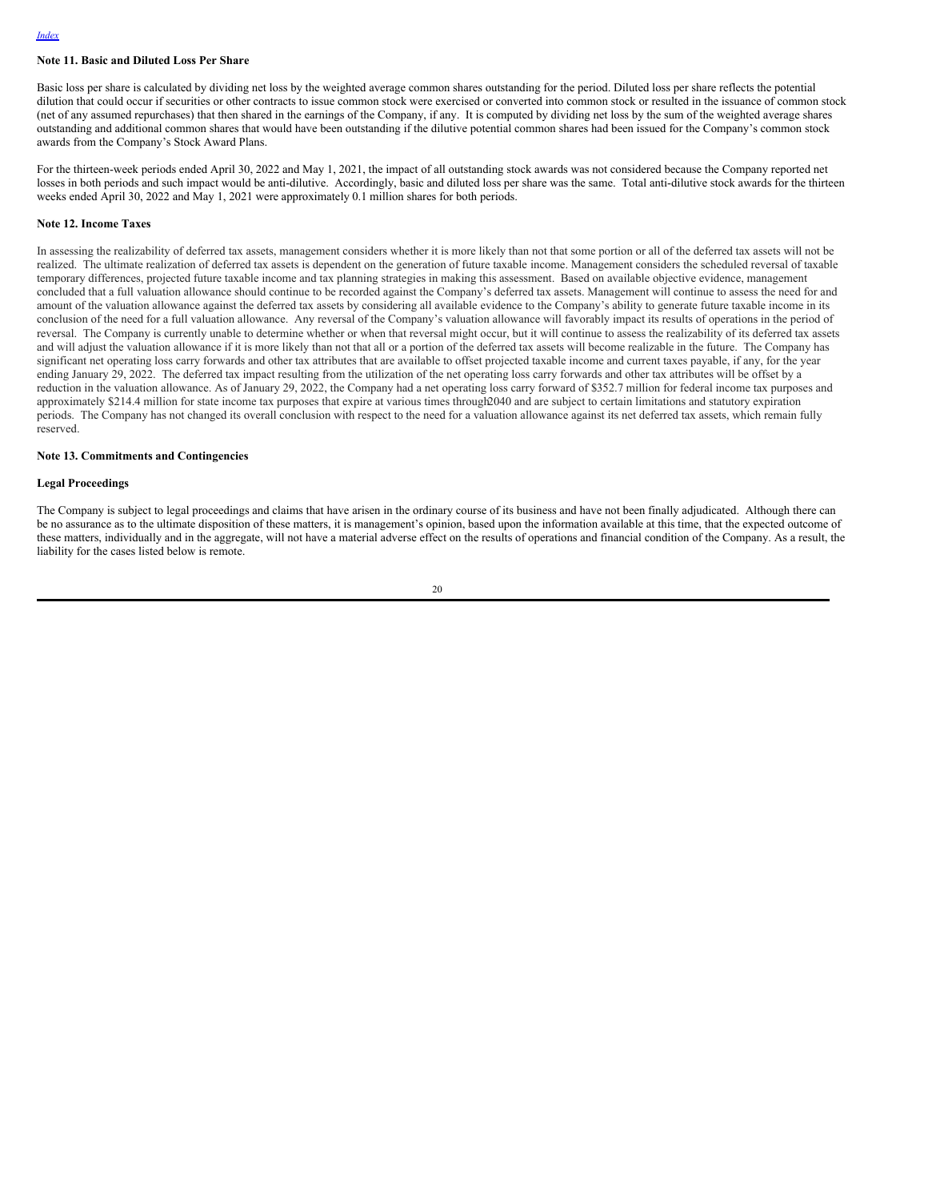### Note 11. Basic and Diluted Loss Per Share

Basic loss per share is calculated by dividing net loss by the weighted average common shares outstanding for the period. Diluted loss per share reflects the potential dilution that could occur if securities or other contracts to issue common stock were exercised or converted into common stock or resulted in the issuance of common stock (net of any assumed repurchases) that then shared in the earnings of the Company, if any. It is computed by dividing net loss by the sum of the weighted average shares outstanding and additional common shares that would have been outstanding if the dilutive potential common shares had been issued for the Company's common stock awards from the Company's Stock Award Plans.

For the thirteen-week periods ended April 30, 2022 and May 1, 2021, the impact of all outstanding stock awards was not considered because the Company reported net losses in both periods and such impact would be anti-dilutive. Accordingly, basic and diluted loss per share was the same. Total anti-dilutive stock awards for the thirteen weeks ended April 30, 2022 and May 1, 2021 were approximately 0.1 million shares for both periods.

### Note 12. Income Taxes

In assessing the realizability of deferred tax assets, management considers whether it is more likely than not that some portion or all of the deferred tax assets will not be realized. The ultimate realization of deferred tax assets is dependent on the generation of future taxable income. Management considers the scheduled reversal of taxable temporary differences, projected future taxable income and tax planning strategies in making this assessment. Based on available objective evidence, management concluded that a full valuation allowance should continue to be recorded against the Company's deferred tax assets. Management will continue to assess the need for and amount of the valuation allowance against the deferred tax assets by considering all available evidence to the Company's ability to generate future taxable income in its conclusion of the need for a full valuation allowance. Any reversal of the Company's valuation allowance will favorably impact its results of operations in the period of reversal. The Company is currently unable to determine whether or when that reversal might occur, but it will continue to assess the realizability of its deferred tax assets and will adjust the valuation allowance if it is more likely than not that all or a portion of the deferred tax assets will become realizable in the future. The Company has significant net operating loss carry forwards and other tax attributes that are available to offset projected taxable income and current taxes payable, if any, for the year ending January 29, 2022. The deferred tax impact resulting from the utilization of the net operating loss carry forwards and other tax attributes will be offset by a reduction in the valuation allowance. As of January 29, 2022, the Company had a net operating loss carry forward of $352.7 million for federal income tax purposes and approximately $214.4 million for state income tax purposes that expire at various times through 2040 and are subject to certain limitations and statutory expiration periods. The Company has not changed its overall conclusion with respect to the need for a valuation allowance against its net deferred tax assets, which remain fully reserved.

### Note 13. Commitments and Contingencies

#### Legal Proceedings

The Company is subject to legal proceedings and claims that have arisen in the ordinary course of its business and have not been finally adjudicated. Although there can be no assurance as to the ultimate disposition of these matters, it is management's opinion, based upon the information available at this time, that the expected outcome of these matters, individually and in the aggregate, will not have a material adverse effect on the results of operations and financial condition of the Company. As a result, the liability for the cases listed below is remote.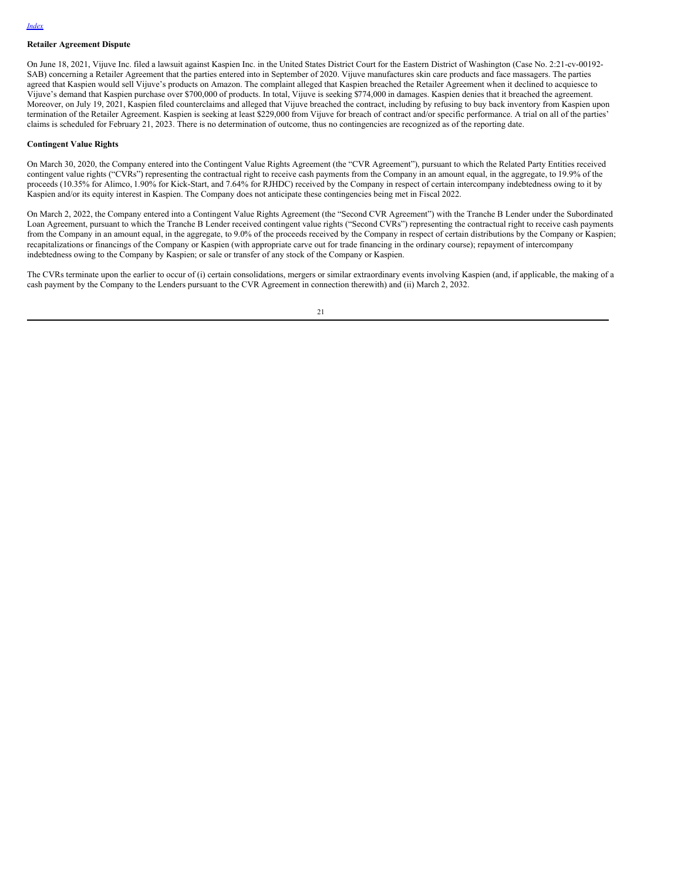**Retailer Agreement Dispute**

On June 18, 2021, Vijuve Inc. filed a lawsuit against Kaspien Inc. in the United States District Court for the Eastern District of Washington (Case No. 2:21-cv-00192-SAB) concerning a Retailer Agreement that the parties entered into in September of 2020. Vijuve manufactures skin care products and face massagers. The parties agreed that Kaspien would sell Vijuve's products on Amazon. The complaint alleged that Kaspien breached the Retailer Agreement when it declined to acquiesce to Vijuve's demand that Kaspien purchase over $700,000 of products. In total, Vijuve is seeking $774,000 in damages. Kaspien denies that it breached the agreement. Moreover, on July 19, 2021, Kaspien filed counterclaims and alleged that Vijuve breached the contract, including by refusing to buy back inventory from Kaspien upon termination of the Retailer Agreement. Kaspien is seeking at least $229,000 from Vijuve for breach of contract and/or specific performance. A trial on all of the parties' claims is scheduled for February 21, 2023. There is no determination of outcome, thus no contingencies are recognized as of the reporting date.

**Contingent Value Rights**

On March 30, 2020, the Company entered into the Contingent Value Rights Agreement (the "CVR Agreement"), pursuant to which the Related Party Entities received contingent value rights ("CVRs") representing the contractual right to receive cash payments from the Company in an amount equal, in the aggregate, to 19.9% of the proceeds (10.35% for Alimco, 1.90% for Kick-Start, and 7.64% for RJHDC) received by the Company in respect of certain intercompany indebtedness owing to it by Kaspien and/or its equity interest in Kaspien. The Company does not anticipate these contingencies being met in Fiscal 2022.

On March 2, 2022, the Company entered into a Contingent Value Rights Agreement (the "Second CVR Agreement") with the Tranche B Lender under the Subordinated Loan Agreement, pursuant to which the Tranche B Lender received contingent value rights ("Second CVRs") representing the contractual right to receive cash payments from the Company in an amount equal, in the aggregate, to 9.0% of the proceeds received by the Company in respect of certain distributions by the Company or Kaspien; recapitalizations or financings of the Company or Kaspien (with appropriate carve out for trade financing in the ordinary course); repayment of intercompany indebtedness owing to the Company by Kaspien; or sale or transfer of any stock of the Company or Kaspien.

The CVRs terminate upon the earlier to occur of (i) certain consolidations, mergers or similar extraordinary events involving Kaspien (and, if applicable, the making of a cash payment by the Company to the Lenders pursuant to the CVR Agreement in connection therewith) and (ii) March 2, 2032.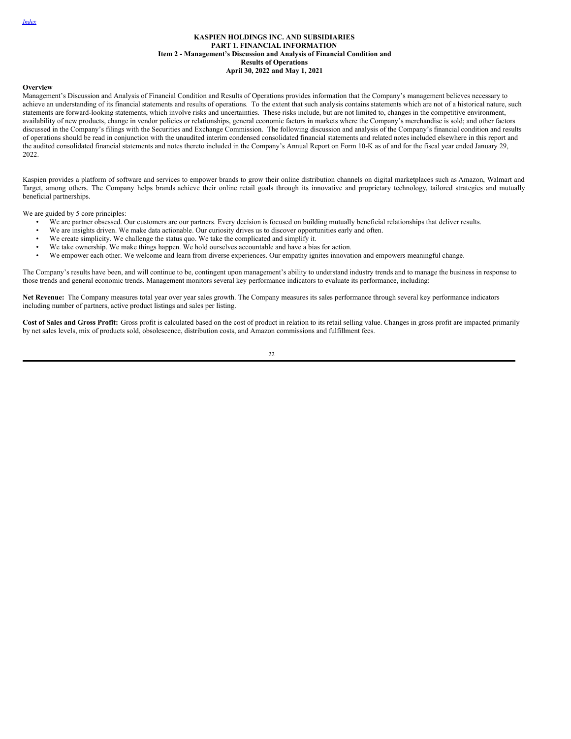**KASPIEN HOLDINGS INC. AND SUBSIDIARIES**
**PART 1. FINANCIAL INFORMATION**
**Item 2 - Management's Discussion and Analysis of Financial Condition and Results of Operations**
**April 30, 2022 and May 1, 2021**

**Overview**

Management's Discussion and Analysis of Financial Condition and Results of Operations provides information that the Company's management believes necessary to achieve an understanding of its financial statements and results of operations. To the extent that such analysis contains statements which are not of a historical nature, such statements are forward-looking statements, which involve risks and uncertainties. These risks include, but are not limited to, changes in the competitive environment, availability of new products, change in vendor policies or relationships, general economic factors in markets where the Company's merchandise is sold; and other factors discussed in the Company's filings with the Securities and Exchange Commission. The following discussion and analysis of the Company's financial condition and results of operations should be read in conjunction with the unaudited interim condensed consolidated financial statements and related notes included elsewhere in this report and the audited consolidated financial statements and notes thereto included in the Company's Annual Report on Form 10-K as of and for the fiscal year ended January 29, 2022.

Kaspien provides a platform of software and services to empower brands to grow their online distribution channels on digital marketplaces such as Amazon, Walmart and Target, among others. The Company helps brands achieve their online retail goals through its innovative and proprietary technology, tailored strategies and mutually beneficial partnerships.

We are guided by 5 core principles:

- We are partner obsessed. Our customers are our partners. Every decision is focused on building mutually beneficial relationships that deliver results.
- We are insights driven. We make data actionable. Our curiosity drives us to discover opportunities early and often.
- We create simplicity. We challenge the status quo. We take the complicated and simplify it.
- We take ownership. We make things happen. We hold ourselves accountable and have a bias for action.
- We empower each other. We welcome and learn from diverse experiences. Our empathy ignites innovation and empowers meaningful change.

The Company's results have been, and will continue to be, contingent upon management's ability to understand industry trends and to manage the business in response to those trends and general economic trends. Management monitors several key performance indicators to evaluate its performance, including:

**Net Revenue:** The Company measures total year over year sales growth. The Company measures its sales performance through several key performance indicators including number of partners, active product listings and sales per listing.

**Cost of Sales and Gross Profit:** Gross profit is calculated based on the cost of product in relation to its retail selling value. Changes in gross profit are impacted primarily by net sales levels, mix of products sold, obsolescence, distribution costs, and Amazon commissions and fulfillment fees.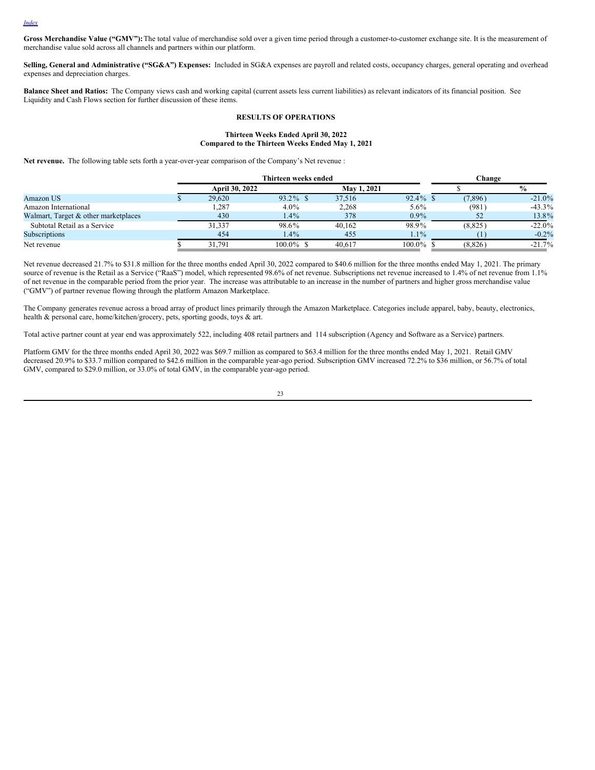*Index*

**Gross Merchandise Value ("GMV"):** The total value of merchandise sold over a given time period through a customer-to-customer exchange site. It is the measurement of merchandise value sold across all channels and partners within our platform.

**Selling, General and Administrative ("SG&A") Expenses:** Included in SG&A expenses are payroll and related costs, occupancy charges, general operating and overhead expenses and depreciation charges.

**Balance Sheet and Ratios:** The Company views cash and working capital (current assets less current liabilities) as relevant indicators of its financial position. See Liquidity and Cash Flows section for further discussion of these items.

## RESULTS OF OPERATIONS

### Thirteen Weeks Ended April 30, 2022 Compared to the Thirteen Weeks Ended May 1, 2021

**Net revenue.** The following table sets forth a year-over-year comparison of the Company's Net revenue :

| | Thirteen weeks ended | | | | Change | |
|---|---|---|---|---|---|---|
| | April 30, 2022 | | May 1, 2021 | | $ | % |
| Amazon US | $ 29,620 | 93.2% | $ 37,516 | 92.4% | $ (7,896) | -21.0% |
| Amazon International | 1,287 | 4.0% | 2,268 | 5.6% | (981) | -43.3% |
| Walmart, Target & other marketplaces | 430 | 1.4% | 378 | 0.9% | 52 | 13.8% |
| Subtotal Retail as a Service | 31,337 | 98.6% | 40,162 | 98.9% | (8,825) | -22.0% |
| Subscriptions | 454 | 1.4% | 455 | 1.1% | (1) | -0.2% |
| Net revenue | $ 31,791 | 100.0% | $ 40,617 | 100.0% | $ (8,826) | -21.7% |

Net revenue decreased 21.7% to $31.8 million for the three months ended April 30, 2022 compared to $40.6 million for the three months ended May 1, 2021. The primary source of revenue is the Retail as a Service ("RaaS") model, which represented 98.6% of net revenue. Subscriptions net revenue increased to 1.4% of net revenue from 1.1% of net revenue in the comparable period from the prior year. The increase was attributable to an increase in the number of partners and higher gross merchandise value ("GMV") of partner revenue flowing through the platform Amazon Marketplace.

The Company generates revenue across a broad array of product lines primarily through the Amazon Marketplace. Categories include apparel, baby, beauty, electronics, health & personal care, home/kitchen/grocery, pets, sporting goods, toys & art.

Total active partner count at year end was approximately 522, including 408 retail partners and 114 subscription (Agency and Software as a Service) partners.

Platform GMV for the three months ended April 30, 2022 was $69.7 million as compared to $63.4 million for the three months ended May 1, 2021. Retail GMV decreased 20.9% to $33.7 million compared to $42.6 million in the comparable year-ago period. Subscription GMV increased 72.2% to $36 million, or 56.7% of total GMV, compared to $29.0 million, or 33.0% of total GMV, in the comparable year-ago period.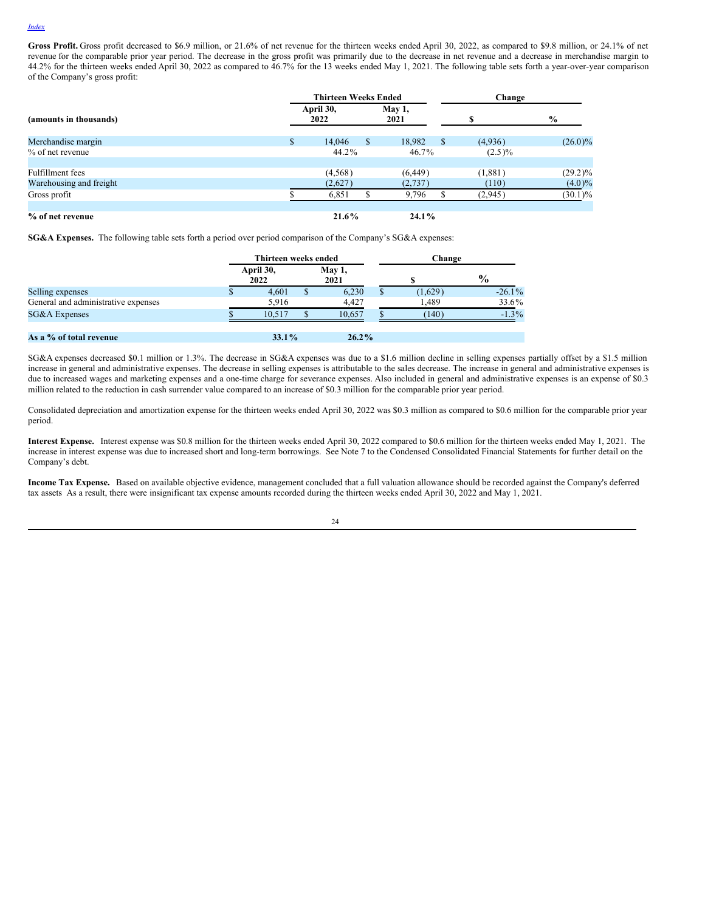[Index](#)

**Gross Profit.** Gross profit decreased to $6.9 million, or 21.6% of net revenue for the thirteen weeks ended April 30, 2022, as compared to $9.8 million, or 24.1% of net revenue for the comparable prior year period. The decrease in the gross profit was primarily due to the decrease in net revenue and a decrease in merchandise margin to 44.2% for the thirteen weeks ended April 30, 2022 as compared to 46.7% for the 13 weeks ended May 1, 2021. The following table sets forth a year-over-year comparison of the Company's gross profit:

| (amounts in thousands) | Thirteen Weeks Ended | | Change | |
|---|---|---|---|---|
| | April 30, 2022 | May 1, 2021 | $ | % |
| Merchandise margin | $ 14,046 | $ 18,982 | $ (4,936) | (26.0)% |
| % of net revenue | 44.2% | 46.7% | (2.5)% | |
| | | | | |
| Fulfillment fees | (4,568) | (6,449) | (1,881) | (29.2)% |
| Warehousing and freight | (2,627) | (2,737) | (110) | (4.0)% |
| Gross profit | $ 6,851 | $ 9,796 | $ (2,945) | (30.1)% |
| | | | | |
| **% of net revenue** | **21.6%** | **24.1%** | | |

**SG&A Expenses.** The following table sets forth a period over period comparison of the Company's SG&A expenses:

| | Thirteen weeks ended | | Change | |
|---|---|---|---|---|
| | April 30, 2022 | May 1, 2021 | $ | % |
| Selling expenses | $ 4,601 | $ 6,230 | $ (1,629) | -26.1% |
| General and administrative expenses | 5,916 | 4,427 | 1,489 | 33.6% |
| SG&A Expenses | $ 10,517 | $ 10,657 | $ (140) | -1.3% |
| | | | | |
| **As a % of total revenue** | **33.1%** | **26.2%** | | |

SG&A expenses decreased $0.1 million or 1.3%. The decrease in SG&A expenses was due to a $1.6 million decline in selling expenses partially offset by a $1.5 million increase in general and administrative expenses. The decrease in selling expenses is attributable to the sales decrease. The increase in general and administrative expenses is due to increased wages and marketing expenses and a one-time charge for severance expenses. Also included in general and administrative expenses is an expense of $0.3 million related to the reduction in cash surrender value compared to an increase of $0.3 million for the comparable prior year period.

Consolidated depreciation and amortization expense for the thirteen weeks ended April 30, 2022 was $0.3 million as compared to $0.6 million for the comparable prior year period.

**Interest Expense.** Interest expense was $0.8 million for the thirteen weeks ended April 30, 2022 compared to $0.6 million for the thirteen weeks ended May 1, 2021. The increase in interest expense was due to increased short and long-term borrowings. See Note 7 to the Condensed Consolidated Financial Statements for further detail on the Company's debt.

**Income Tax Expense.** Based on available objective evidence, management concluded that a full valuation allowance should be recorded against the Company's deferred tax assets As a result, there were insignificant tax expense amounts recorded during the thirteen weeks ended April 30, 2022 and May 1, 2021.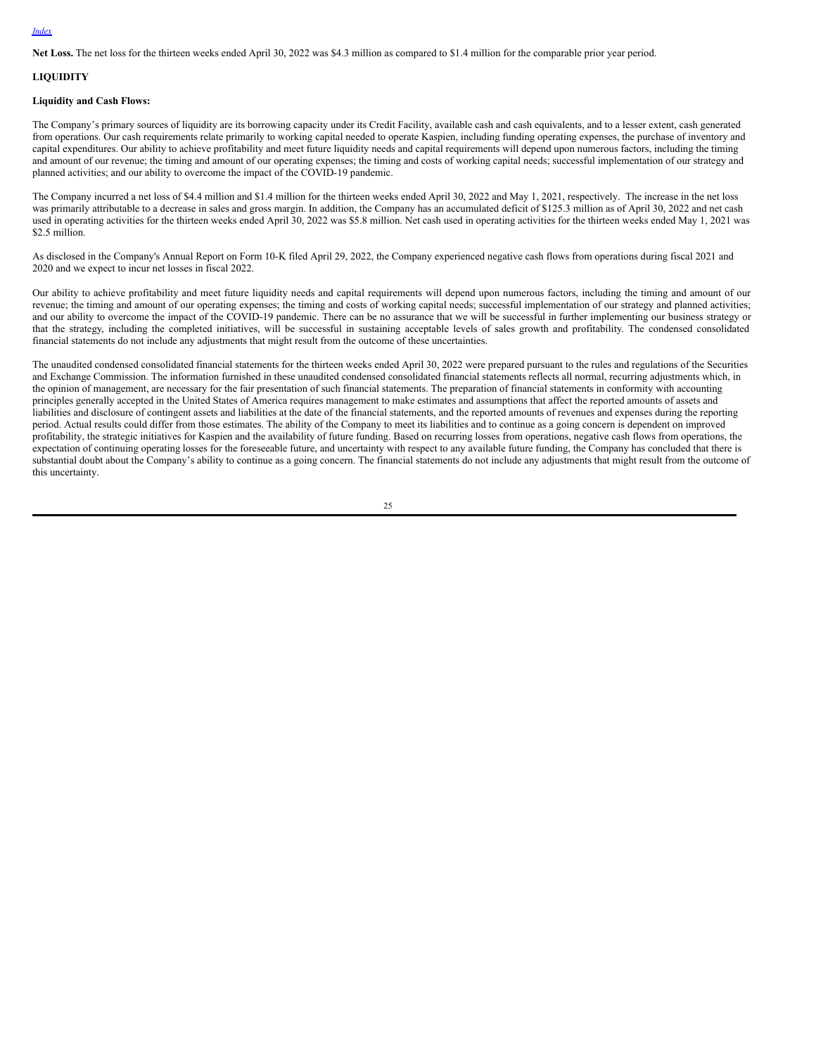[Index](#)

**Net Loss.** The net loss for the thirteen weeks ended April 30, 2022 was $4.3 million as compared to $1.4 million for the comparable prior year period.

## LIQUIDITY

### Liquidity and Cash Flows:

The Company's primary sources of liquidity are its borrowing capacity under its Credit Facility, available cash and cash equivalents, and to a lesser extent, cash generated from operations. Our cash requirements relate primarily to working capital needed to operate Kaspien, including funding operating expenses, the purchase of inventory and capital expenditures. Our ability to achieve profitability and meet future liquidity needs and capital requirements will depend upon numerous factors, including the timing and amount of our revenue; the timing and amount of our operating expenses; the timing and costs of working capital needs; successful implementation of our strategy and planned activities; and our ability to overcome the impact of the COVID-19 pandemic.

The Company incurred a net loss of $4.4 million and $1.4 million for the thirteen weeks ended April 30, 2022 and May 1, 2021, respectively. The increase in the net loss was primarily attributable to a decrease in sales and gross margin. In addition, the Company has an accumulated deficit of $125.3 million as of April 30, 2022 and net cash used in operating activities for the thirteen weeks ended April 30, 2022 was $5.8 million. Net cash used in operating activities for the thirteen weeks ended May 1, 2021 was $2.5 million.

As disclosed in the Company's Annual Report on Form 10-K filed April 29, 2022, the Company experienced negative cash flows from operations during fiscal 2021 and 2020 and we expect to incur net losses in fiscal 2022.

Our ability to achieve profitability and meet future liquidity needs and capital requirements will depend upon numerous factors, including the timing and amount of our revenue; the timing and amount of our operating expenses; the timing and costs of working capital needs; successful implementation of our strategy and planned activities; and our ability to overcome the impact of the COVID-19 pandemic. There can be no assurance that we will be successful in further implementing our business strategy or that the strategy, including the completed initiatives, will be successful in sustaining acceptable levels of sales growth and profitability. The condensed consolidated financial statements do not include any adjustments that might result from the outcome of these uncertainties.

The unaudited condensed consolidated financial statements for the thirteen weeks ended April 30, 2022 were prepared pursuant to the rules and regulations of the Securities and Exchange Commission. The information furnished in these unaudited condensed consolidated financial statements reflects all normal, recurring adjustments which, in the opinion of management, are necessary for the fair presentation of such financial statements. The preparation of financial statements in conformity with accounting principles generally accepted in the United States of America requires management to make estimates and assumptions that affect the reported amounts of assets and liabilities and disclosure of contingent assets and liabilities at the date of the financial statements, and the reported amounts of revenues and expenses during the reporting period. Actual results could differ from those estimates. The ability of the Company to meet its liabilities and to continue as a going concern is dependent on improved profitability, the strategic initiatives for Kaspien and the availability of future funding. Based on recurring losses from operations, negative cash flows from operations, the expectation of continuing operating losses for the foreseeable future, and uncertainty with respect to any available future funding, the Company has concluded that there is substantial doubt about the Company's ability to continue as a going concern. The financial statements do not include any adjustments that might result from the outcome of this uncertainty.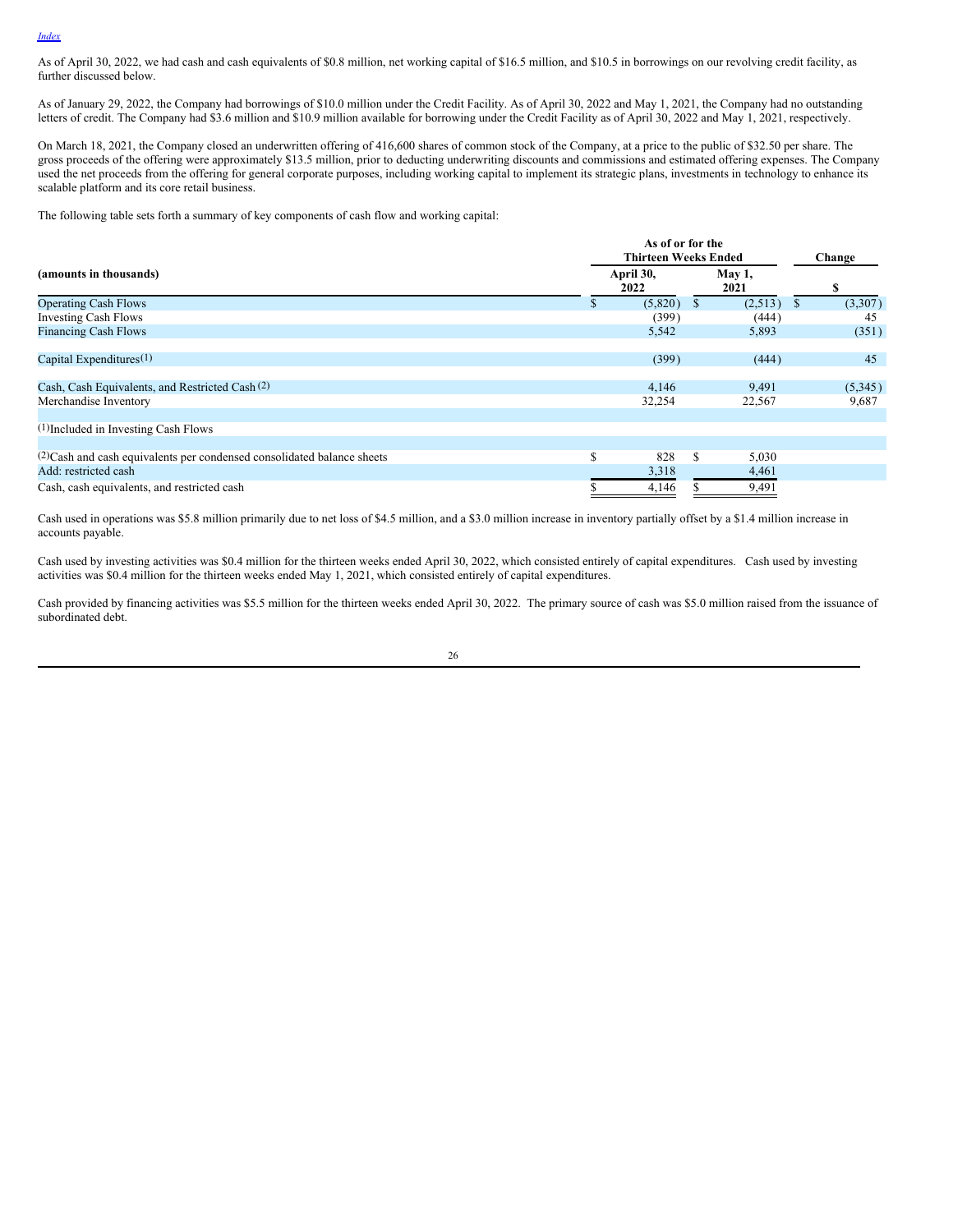As of April 30, 2022, we had cash and cash equivalents of $0.8 million, net working capital of $16.5 million, and $10.5 in borrowings on our revolving credit facility, as further discussed below.

As of January 29, 2022, the Company had borrowings of $10.0 million under the Credit Facility. As of April 30, 2022 and May 1, 2021, the Company had no outstanding letters of credit. The Company had $3.6 million and $10.9 million available for borrowing under the Credit Facility as of April 30, 2022 and May 1, 2021, respectively.

On March 18, 2021, the Company closed an underwritten offering of 416,600 shares of common stock of the Company, at a price to the public of $32.50 per share. The gross proceeds of the offering were approximately $13.5 million, prior to deducting underwriting discounts and commissions and estimated offering expenses. The Company used the net proceeds from the offering for general corporate purposes, including working capital to implement its strategic plans, investments in technology to enhance its scalable platform and its core retail business.

The following table sets forth a summary of key components of cash flow and working capital:

| (amounts in thousands) | As of or for the Thirteen Weeks Ended | | Change |
|---|---|---|---|
| | April 30, 2022 | May 1, 2021 | $ |
| Operating Cash Flows | $ (5,820) | $ (2,513) | $ (3,307) |
| Investing Cash Flows | (399) | (444) | 45 |
| Financing Cash Flows | 5,542 | 5,893 | (351) |
| Capital Expenditures[(1)] | (399) | (444) | 45 |
| Cash, Cash Equivalents, and Restricted Cash [(2)] | 4,146 | 9,491 | (5,345) |
| Merchandise Inventory | 32,254 | 22,567 | 9,687 |
| [(1)]Included in Investing Cash Flows | | | |
| [(2)]Cash and cash equivalents per condensed consolidated balance sheets | $ 828 | $ 5,030 | |
| Add: restricted cash | 3,318 | 4,461 | |
| Cash, cash equivalents, and restricted cash | $ 4,146 | $ 9,491 | |

Cash used in operations was $5.8 million primarily due to net loss of $4.5 million, and a $3.0 million increase in inventory partially offset by a $1.4 million increase in accounts payable.

Cash used by investing activities was $0.4 million for the thirteen weeks ended April 30, 2022, which consisted entirely of capital expenditures. Cash used by investing activities was $0.4 million for the thirteen weeks ended May 1, 2021, which consisted entirely of capital expenditures.

Cash provided by financing activities was $5.5 million for the thirteen weeks ended April 30, 2022. The primary source of cash was $5.0 million raised from the issuance of subordinated debt.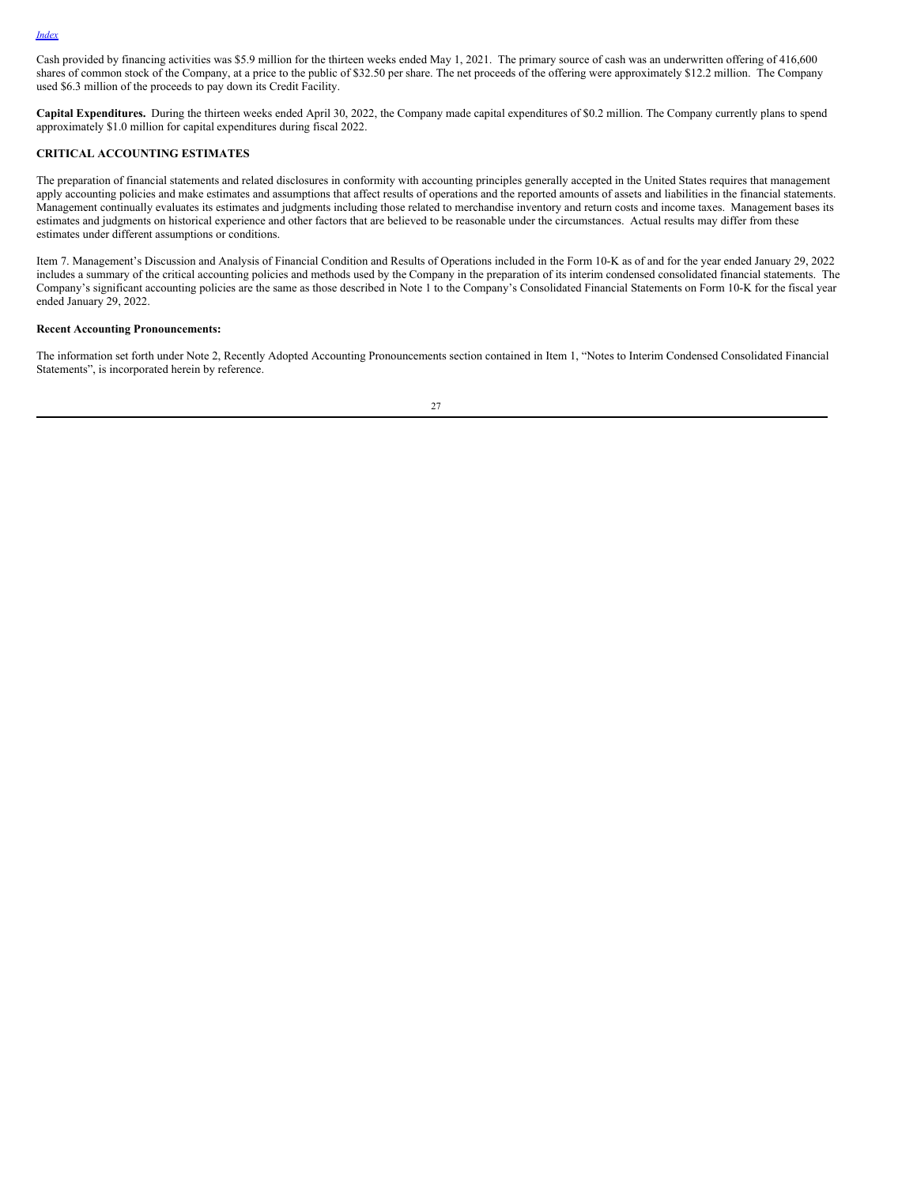Cash provided by financing activities was $5.9 million for the thirteen weeks ended May 1, 2021. The primary source of cash was an underwritten offering of 416,600 shares of common stock of the Company, at a price to the public of $32.50 per share. The net proceeds of the offering were approximately $12.2 million. The Company used $6.3 million of the proceeds to pay down its Credit Facility.

**Capital Expenditures.** During the thirteen weeks ended April 30, 2022, the Company made capital expenditures of $0.2 million. The Company currently plans to spend approximately $1.0 million for capital expenditures during fiscal 2022.

## CRITICAL ACCOUNTING ESTIMATES

The preparation of financial statements and related disclosures in conformity with accounting principles generally accepted in the United States requires that management apply accounting policies and make estimates and assumptions that affect results of operations and the reported amounts of assets and liabilities in the financial statements. Management continually evaluates its estimates and judgments including those related to merchandise inventory and return costs and income taxes. Management bases its estimates and judgments on historical experience and other factors that are believed to be reasonable under the circumstances. Actual results may differ from these estimates under different assumptions or conditions.

Item 7. Management's Discussion and Analysis of Financial Condition and Results of Operations included in the Form 10-K as of and for the year ended January 29, 2022 includes a summary of the critical accounting policies and methods used by the Company in the preparation of its interim condensed consolidated financial statements. The Company's significant accounting policies are the same as those described in Note 1 to the Company's Consolidated Financial Statements on Form 10-K for the fiscal year ended January 29, 2022.

**Recent Accounting Pronouncements:**

The information set forth under Note 2, Recently Adopted Accounting Pronouncements section contained in Item 1, "Notes to Interim Condensed Consolidated Financial Statements", is incorporated herein by reference.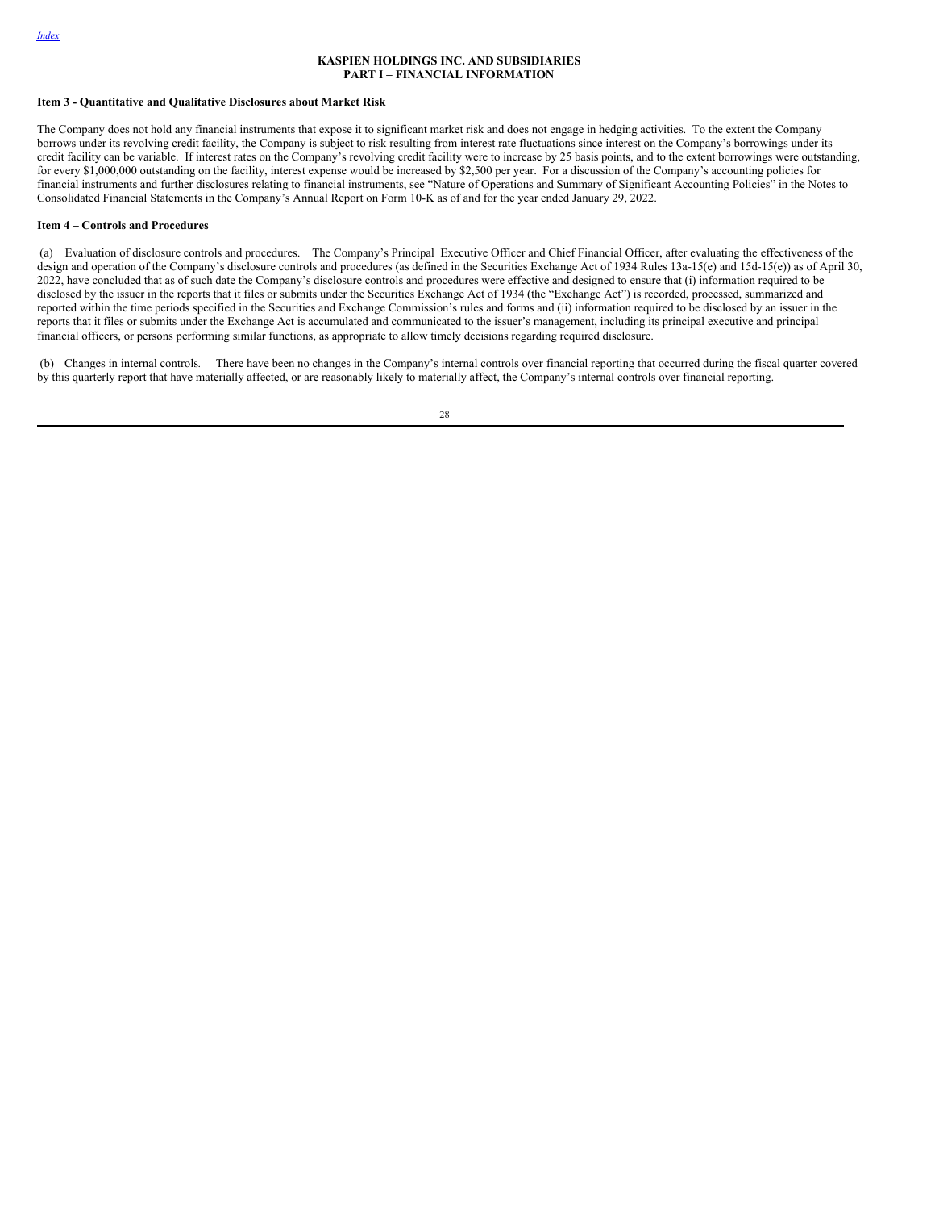**KASPIEN HOLDINGS INC. AND SUBSIDIARIES**
**PART I – FINANCIAL INFORMATION**

**Item 3 - Quantitative and Qualitative Disclosures about Market Risk**

The Company does not hold any financial instruments that expose it to significant market risk and does not engage in hedging activities. To the extent the Company borrows under its revolving credit facility, the Company is subject to risk resulting from interest rate fluctuations since interest on the Company's borrowings under its credit facility can be variable. If interest rates on the Company's revolving credit facility were to increase by 25 basis points, and to the extent borrowings were outstanding, for every $1,000,000 outstanding on the facility, interest expense would be increased by $2,500 per year. For a discussion of the Company's accounting policies for financial instruments and further disclosures relating to financial instruments, see "Nature of Operations and Summary of Significant Accounting Policies" in the Notes to Consolidated Financial Statements in the Company's Annual Report on Form 10-K as of and for the year ended January 29, 2022.

**Item 4 – Controls and Procedures**

(a) Evaluation of disclosure controls and procedures. The Company's Principal Executive Officer and Chief Financial Officer, after evaluating the effectiveness of the design and operation of the Company's disclosure controls and procedures (as defined in the Securities Exchange Act of 1934 Rules 13a-15(e) and 15d-15(e)) as of April 30, 2022, have concluded that as of such date the Company's disclosure controls and procedures were effective and designed to ensure that (i) information required to be disclosed by the issuer in the reports that it files or submits under the Securities Exchange Act of 1934 (the "Exchange Act") is recorded, processed, summarized and reported within the time periods specified in the Securities and Exchange Commission's rules and forms and (ii) information required to be disclosed by an issuer in the reports that it files or submits under the Exchange Act is accumulated and communicated to the issuer's management, including its principal executive and principal financial officers, or persons performing similar functions, as appropriate to allow timely decisions regarding required disclosure.

(b) Changes in internal controls*.* There have been no changes in the Company's internal controls over financial reporting that occurred during the fiscal quarter covered by this quarterly report that have materially affected, or are reasonably likely to materially affect, the Company's internal controls over financial reporting.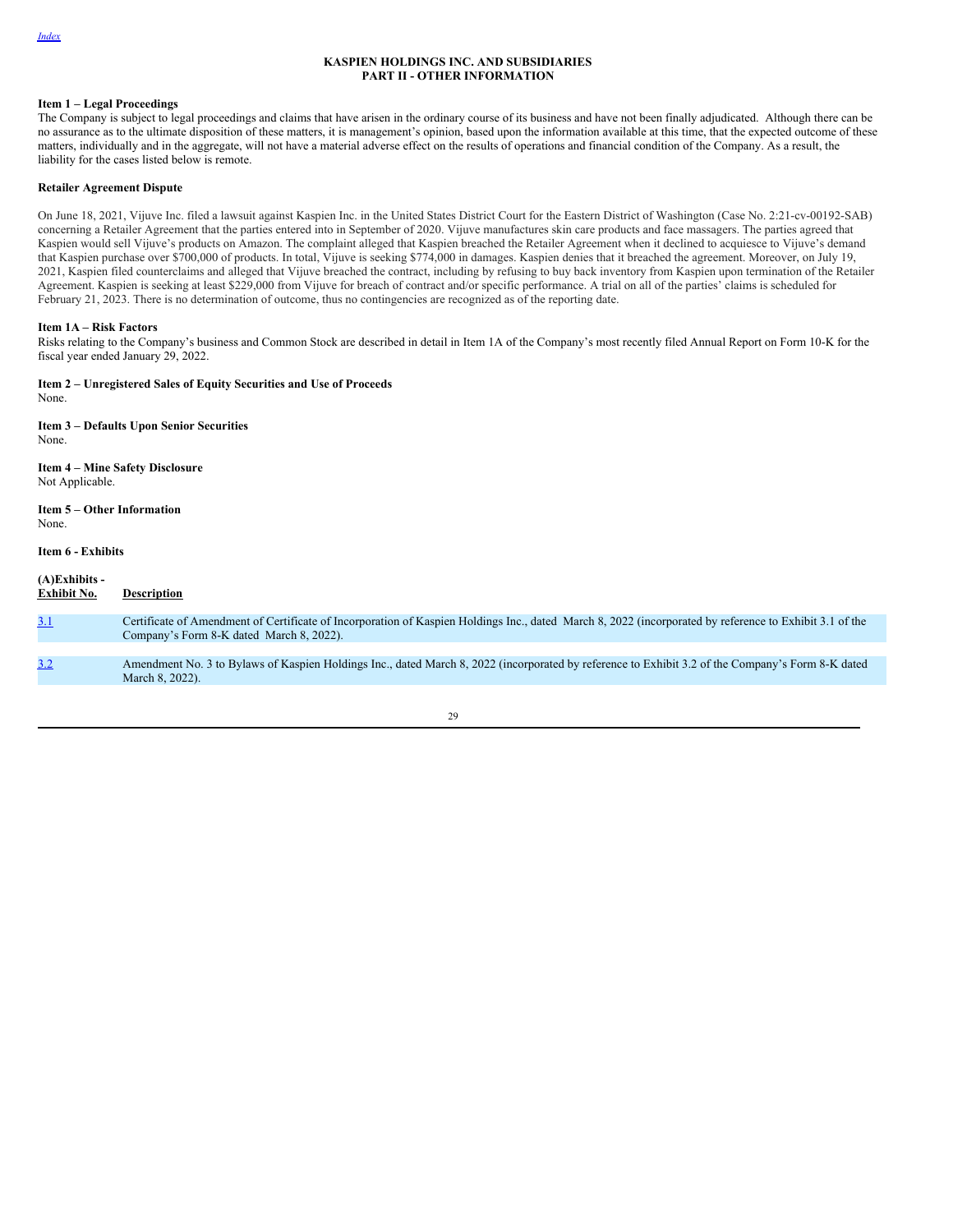[Index](#)

# KASPIEN HOLDINGS INC. AND SUBSIDIARIES
## PART II - OTHER INFORMATION

**Item 1 – Legal Proceedings**

The Company is subject to legal proceedings and claims that have arisen in the ordinary course of its business and have not been finally adjudicated. Although there can be no assurance as to the ultimate disposition of these matters, it is management's opinion, based upon the information available at this time, that the expected outcome of these matters, individually and in the aggregate, will not have a material adverse effect on the results of operations and financial condition of the Company. As a result, the liability for the cases listed below is remote.

**Retailer Agreement Dispute**

On June 18, 2021, Vijuve Inc. filed a lawsuit against Kaspien Inc. in the United States District Court for the Eastern District of Washington (Case No. 2:21-cv-00192-SAB) concerning a Retailer Agreement that the parties entered into in September of 2020. Vijuve manufactures skin care products and face massagers. The parties agreed that Kaspien would sell Vijuve's products on Amazon. The complaint alleged that Kaspien breached the Retailer Agreement when it declined to acquiesce to Vijuve's demand that Kaspien purchase over $700,000 of products. In total, Vijuve is seeking $774,000 in damages. Kaspien denies that it breached the agreement. Moreover, on July 19, 2021, Kaspien filed counterclaims and alleged that Vijuve breached the contract, including by refusing to buy back inventory from Kaspien upon termination of the Retailer Agreement. Kaspien is seeking at least $229,000 from Vijuve for breach of contract and/or specific performance. A trial on all of the parties' claims is scheduled for February 21, 2023. There is no determination of outcome, thus no contingencies are recognized as of the reporting date.

**Item 1A – Risk Factors**

Risks relating to the Company's business and Common Stock are described in detail in Item 1A of the Company's most recently filed Annual Report on Form 10-K for the fiscal year ended January 29, 2022.

**Item 2 – Unregistered Sales of Equity Securities and Use of Proceeds**

None.

**Item 3 – Defaults Upon Senior Securities**

None.

**Item 4 – Mine Safety Disclosure**

Not Applicable.

**Item 5 – Other Information**

None.

**Item 6 - Exhibits**

**(A)Exhibits -**

| Exhibit No. | Description |
|---|---|
| [3.1](#) | Certificate of Amendment of Certificate of Incorporation of Kaspien Holdings Inc., dated March 8, 2022 (incorporated by reference to Exhibit 3.1 of the Company's Form 8-K dated March 8, 2022). |
| [3.2](#) | Amendment No. 3 to Bylaws of Kaspien Holdings Inc., dated March 8, 2022 (incorporated by reference to Exhibit 3.2 of the Company's Form 8-K dated March 8, 2022). |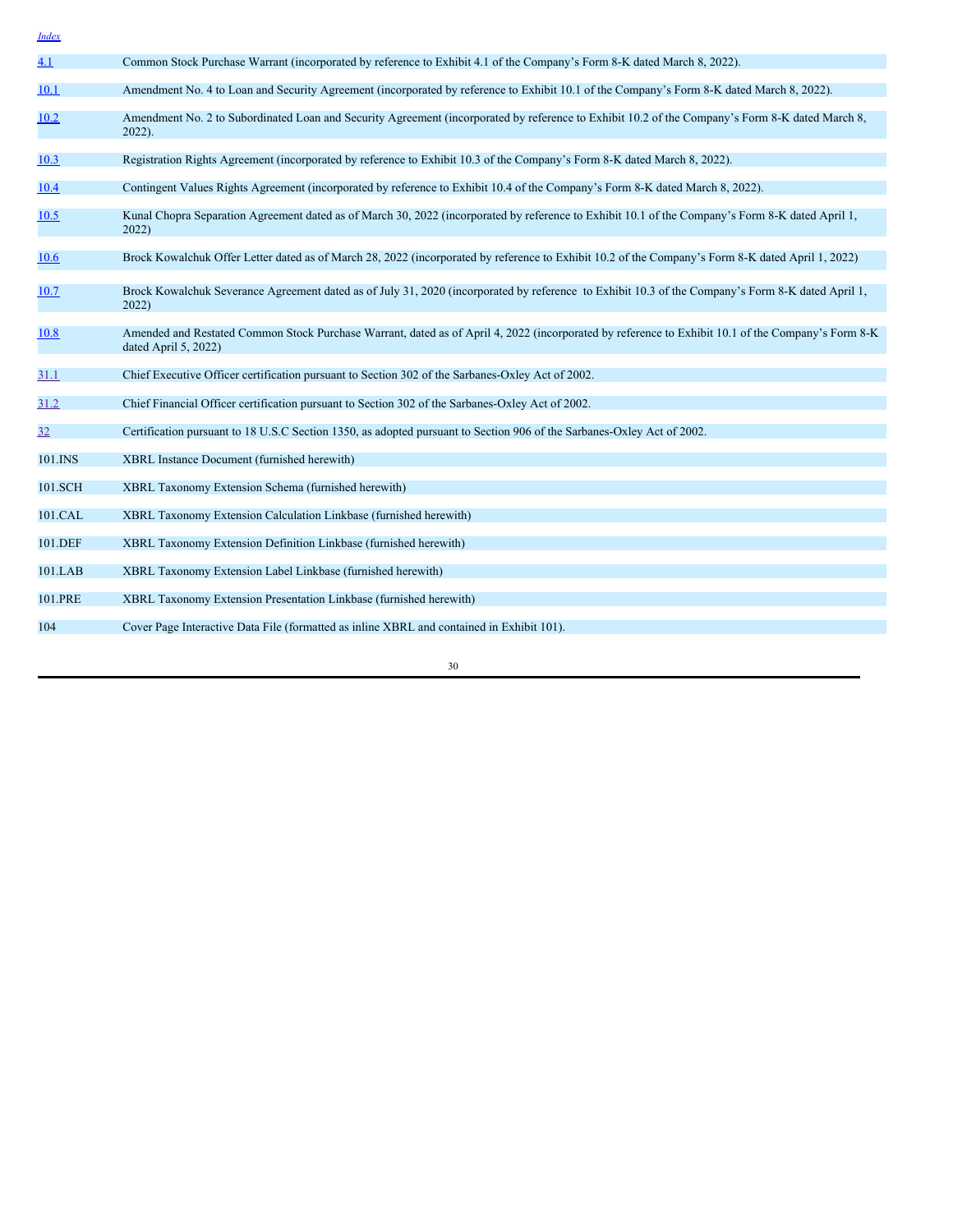Index

| | |
|---|---|
| 4.1 | Common Stock Purchase Warrant (incorporated by reference to Exhibit 4.1 of the Company's Form 8-K dated March 8, 2022). |
| 10.1 | Amendment No. 4 to Loan and Security Agreement (incorporated by reference to Exhibit 10.1 of the Company's Form 8-K dated March 8, 2022). |
| 10.2 | Amendment No. 2 to Subordinated Loan and Security Agreement (incorporated by reference to Exhibit 10.2 of the Company's Form 8-K dated March 8, 2022). |
| 10.3 | Registration Rights Agreement (incorporated by reference to Exhibit 10.3 of the Company's Form 8-K dated March 8, 2022). |
| 10.4 | Contingent Values Rights Agreement (incorporated by reference to Exhibit 10.4 of the Company's Form 8-K dated March 8, 2022). |
| 10.5 | Kunal Chopra Separation Agreement dated as of March 30, 2022 (incorporated by reference to Exhibit 10.1 of the Company's Form 8-K dated April 1, 2022) |
| 10.6 | Brock Kowalchuk Offer Letter dated as of March 28, 2022 (incorporated by reference to Exhibit 10.2 of the Company's Form 8-K dated April 1, 2022) |
| 10.7 | Brock Kowalchuk Severance Agreement dated as of July 31, 2020 (incorporated by reference to Exhibit 10.3 of the Company's Form 8-K dated April 1, 2022) |
| 10.8 | Amended and Restated Common Stock Purchase Warrant, dated as of April 4, 2022 (incorporated by reference to Exhibit 10.1 of the Company's Form 8-K dated April 5, 2022) |
| 31.1 | Chief Executive Officer certification pursuant to Section 302 of the Sarbanes-Oxley Act of 2002. |
| 31.2 | Chief Financial Officer certification pursuant to Section 302 of the Sarbanes-Oxley Act of 2002. |
| 32 | Certification pursuant to 18 U.S.C Section 1350, as adopted pursuant to Section 906 of the Sarbanes-Oxley Act of 2002. |
| 101.INS | XBRL Instance Document (furnished herewith) |
| 101.SCH | XBRL Taxonomy Extension Schema (furnished herewith) |
| 101.CAL | XBRL Taxonomy Extension Calculation Linkbase (furnished herewith) |
| 101.DEF | XBRL Taxonomy Extension Definition Linkbase (furnished herewith) |
| 101.LAB | XBRL Taxonomy Extension Label Linkbase (furnished herewith) |
| 101.PRE | XBRL Taxonomy Extension Presentation Linkbase (furnished herewith) |
| 104 | Cover Page Interactive Data File (formatted as inline XBRL and contained in Exhibit 101). |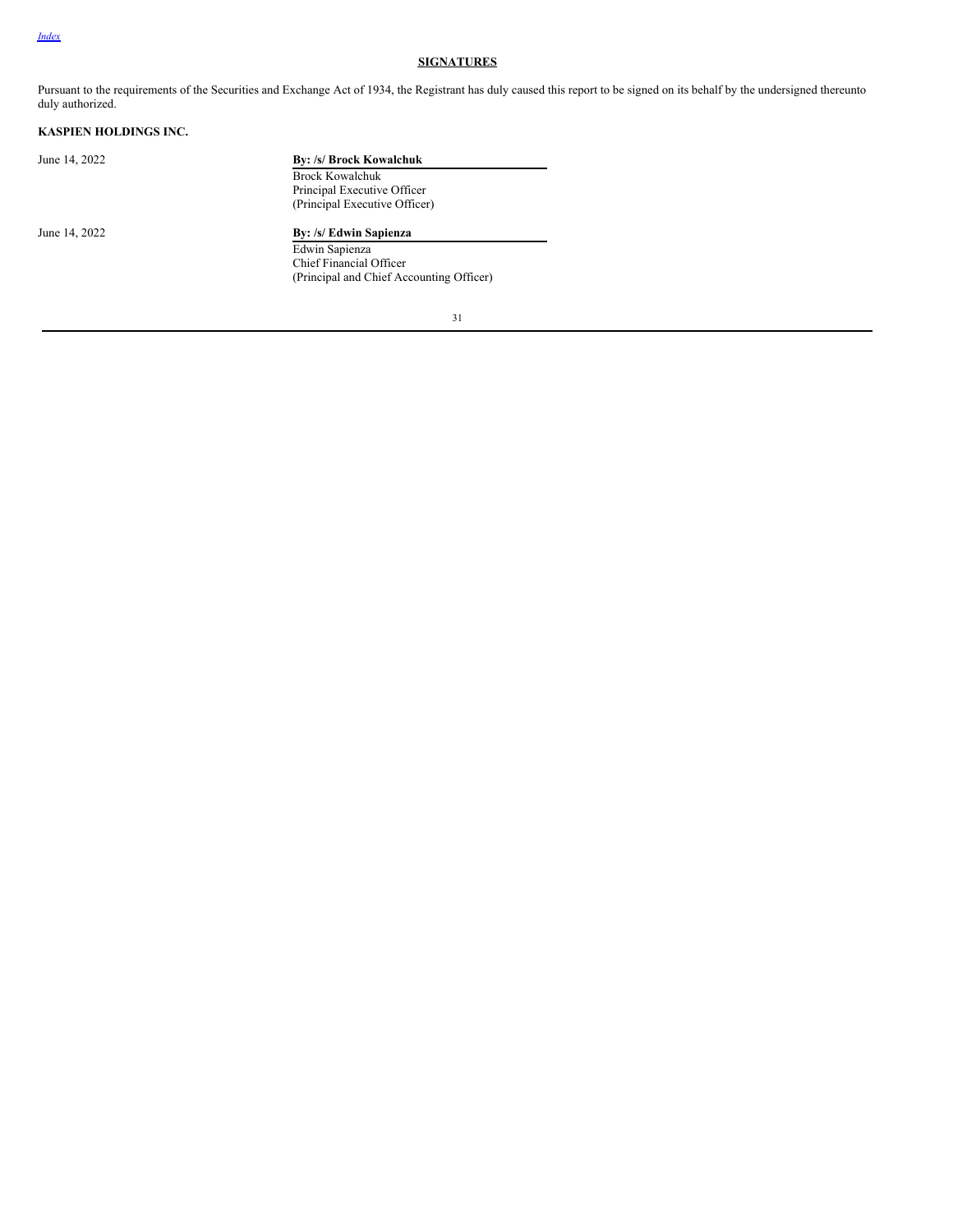## SIGNATURES

Pursuant to the requirements of the Securities and Exchange Act of 1934, the Registrant has duly caused this report to be signed on its behalf by the undersigned thereunto duly authorized.

**KASPIEN HOLDINGS INC.**

| | |
|---|---|
| June 14, 2022 | **By: /s/ Brock Kowalchuk**<br>Brock Kowalchuk<br>Principal Executive Officer<br>(Principal Executive Officer) |
| June 14, 2022 | **By: /s/ Edwin Sapienza**<br>Edwin Sapienza<br>Chief Financial Officer<br>(Principal and Chief Accounting Officer) |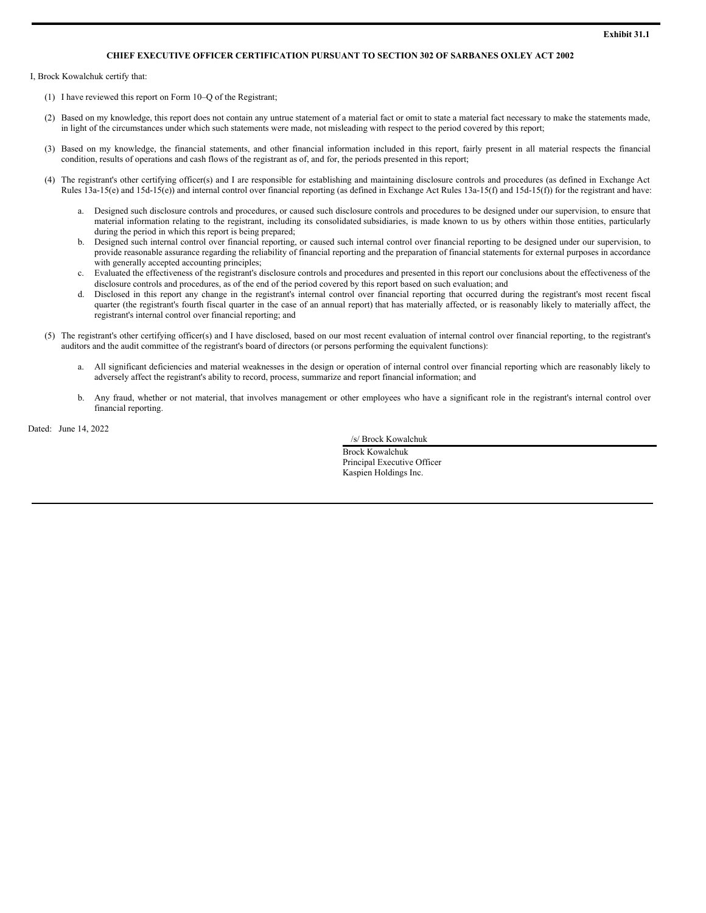**Exhibit 31.1**

**CHIEF EXECUTIVE OFFICER CERTIFICATION PURSUANT TO SECTION 302 OF SARBANES OXLEY ACT 2002**

I, Brock Kowalchuk certify that:

(1) I have reviewed this report on Form 10–Q of the Registrant;

(2) Based on my knowledge, this report does not contain any untrue statement of a material fact or omit to state a material fact necessary to make the statements made, in light of the circumstances under which such statements were made, not misleading with respect to the period covered by this report;

(3) Based on my knowledge, the financial statements, and other financial information included in this report, fairly present in all material respects the financial condition, results of operations and cash flows of the registrant as of, and for, the periods presented in this report;

(4) The registrant's other certifying officer(s) and I are responsible for establishing and maintaining disclosure controls and procedures (as defined in Exchange Act Rules 13a-15(e) and 15d-15(e)) and internal control over financial reporting (as defined in Exchange Act Rules 13a-15(f) and 15d-15(f)) for the registrant and have:

a. Designed such disclosure controls and procedures, or caused such disclosure controls and procedures to be designed under our supervision, to ensure that material information relating to the registrant, including its consolidated subsidiaries, is made known to us by others within those entities, particularly during the period in which this report is being prepared;

b. Designed such internal control over financial reporting, or caused such internal control over financial reporting to be designed under our supervision, to provide reasonable assurance regarding the reliability of financial reporting and the preparation of financial statements for external purposes in accordance with generally accepted accounting principles;

c. Evaluated the effectiveness of the registrant's disclosure controls and procedures and presented in this report our conclusions about the effectiveness of the disclosure controls and procedures, as of the end of the period covered by this report based on such evaluation; and

d. Disclosed in this report any change in the registrant's internal control over financial reporting that occurred during the registrant's most recent fiscal quarter (the registrant's fourth fiscal quarter in the case of an annual report) that has materially affected, or is reasonably likely to materially affect, the registrant's internal control over financial reporting; and

(5) The registrant's other certifying officer(s) and I have disclosed, based on our most recent evaluation of internal control over financial reporting, to the registrant's auditors and the audit committee of the registrant's board of directors (or persons performing the equivalent functions):

a. All significant deficiencies and material weaknesses in the design or operation of internal control over financial reporting which are reasonably likely to adversely affect the registrant's ability to record, process, summarize and report financial information; and

b. Any fraud, whether or not material, that involves management or other employees who have a significant role in the registrant's internal control over financial reporting.

Dated: June 14, 2022

/s/ Brock Kowalchuk

Brock Kowalchuk
Principal Executive Officer
Kaspien Holdings Inc.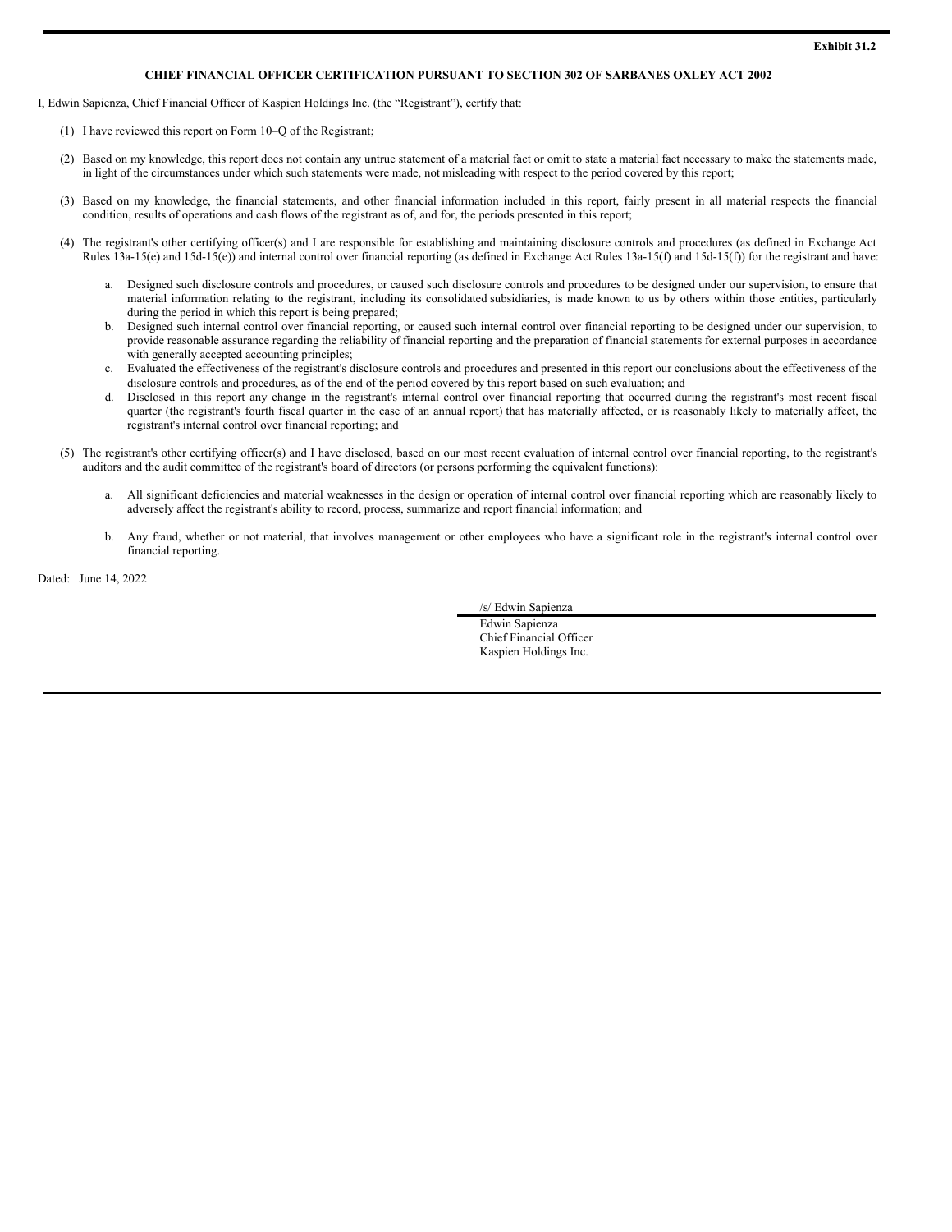**Exhibit 31.2**

**CHIEF FINANCIAL OFFICER CERTIFICATION PURSUANT TO SECTION 302 OF SARBANES OXLEY ACT 2002**

I, Edwin Sapienza, Chief Financial Officer of Kaspien Holdings Inc. (the "Registrant"), certify that:

(1) I have reviewed this report on Form 10–Q of the Registrant;

(2) Based on my knowledge, this report does not contain any untrue statement of a material fact or omit to state a material fact necessary to make the statements made, in light of the circumstances under which such statements were made, not misleading with respect to the period covered by this report;

(3) Based on my knowledge, the financial statements, and other financial information included in this report, fairly present in all material respects the financial condition, results of operations and cash flows of the registrant as of, and for, the periods presented in this report;

(4) The registrant's other certifying officer(s) and I are responsible for establishing and maintaining disclosure controls and procedures (as defined in Exchange Act Rules 13a-15(e) and 15d-15(e)) and internal control over financial reporting (as defined in Exchange Act Rules 13a-15(f) and 15d-15(f)) for the registrant and have:

a. Designed such disclosure controls and procedures, or caused such disclosure controls and procedures to be designed under our supervision, to ensure that material information relating to the registrant, including its consolidated subsidiaries, is made known to us by others within those entities, particularly during the period in which this report is being prepared;

b. Designed such internal control over financial reporting, or caused such internal control over financial reporting to be designed under our supervision, to provide reasonable assurance regarding the reliability of financial reporting and the preparation of financial statements for external purposes in accordance with generally accepted accounting principles;

c. Evaluated the effectiveness of the registrant's disclosure controls and procedures and presented in this report our conclusions about the effectiveness of the disclosure controls and procedures, as of the end of the period covered by this report based on such evaluation; and

d. Disclosed in this report any change in the registrant's internal control over financial reporting that occurred during the registrant's most recent fiscal quarter (the registrant's fourth fiscal quarter in the case of an annual report) that has materially affected, or is reasonably likely to materially affect, the registrant's internal control over financial reporting; and

(5) The registrant's other certifying officer(s) and I have disclosed, based on our most recent evaluation of internal control over financial reporting, to the registrant's auditors and the audit committee of the registrant's board of directors (or persons performing the equivalent functions):

a. All significant deficiencies and material weaknesses in the design or operation of internal control over financial reporting which are reasonably likely to adversely affect the registrant's ability to record, process, summarize and report financial information; and

b. Any fraud, whether or not material, that involves management or other employees who have a significant role in the registrant's internal control over financial reporting.

Dated: June 14, 2022

/s/ Edwin Sapienza

Edwin Sapienza

Chief Financial Officer

Kaspien Holdings Inc.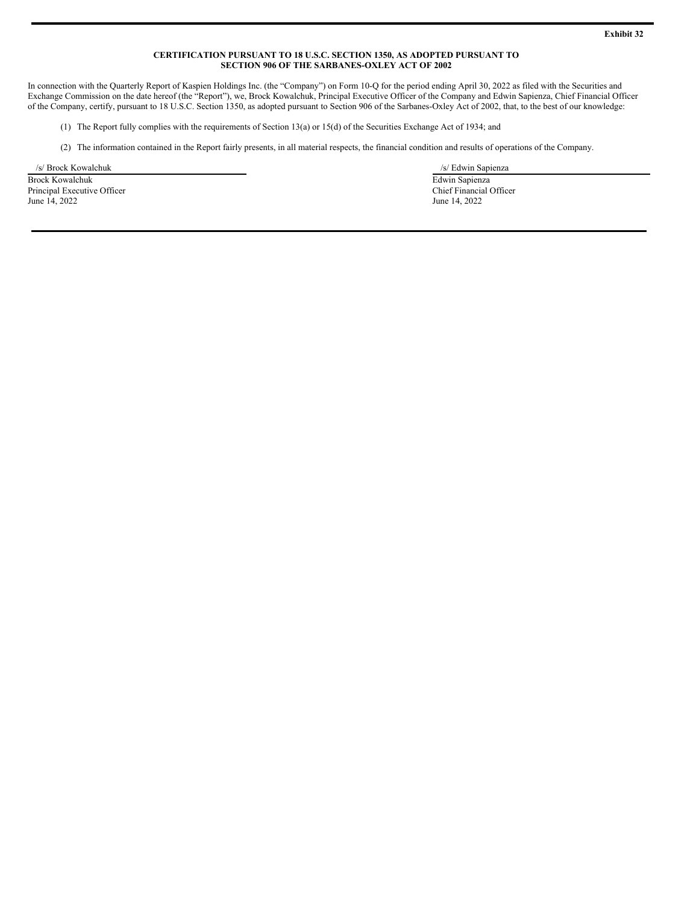**Exhibit 32**

**CERTIFICATION PURSUANT TO 18 U.S.C. SECTION 1350, AS ADOPTED PURSUANT TO SECTION 906 OF THE SARBANES-OXLEY ACT OF 2002**

In connection with the Quarterly Report of Kaspien Holdings Inc. (the "Company") on Form 10-Q for the period ending April 30, 2022 as filed with the Securities and Exchange Commission on the date hereof (the "Report"), we, Brock Kowalchuk, Principal Executive Officer of the Company and Edwin Sapienza, Chief Financial Officer of the Company, certify, pursuant to 18 U.S.C. Section 1350, as adopted pursuant to Section 906 of the Sarbanes-Oxley Act of 2002, that, to the best of our knowledge:

(1) The Report fully complies with the requirements of Section 13(a) or 15(d) of the Securities Exchange Act of 1934; and

(2) The information contained in the Report fairly presents, in all material respects, the financial condition and results of operations of the Company.

| | |
|---|---|
| /s/ Brock Kowalchuk | /s/ Edwin Sapienza |
| Brock Kowalchuk | Edwin Sapienza |
| Principal Executive Officer | Chief Financial Officer |
| June 14, 2022 | June 14, 2022 |